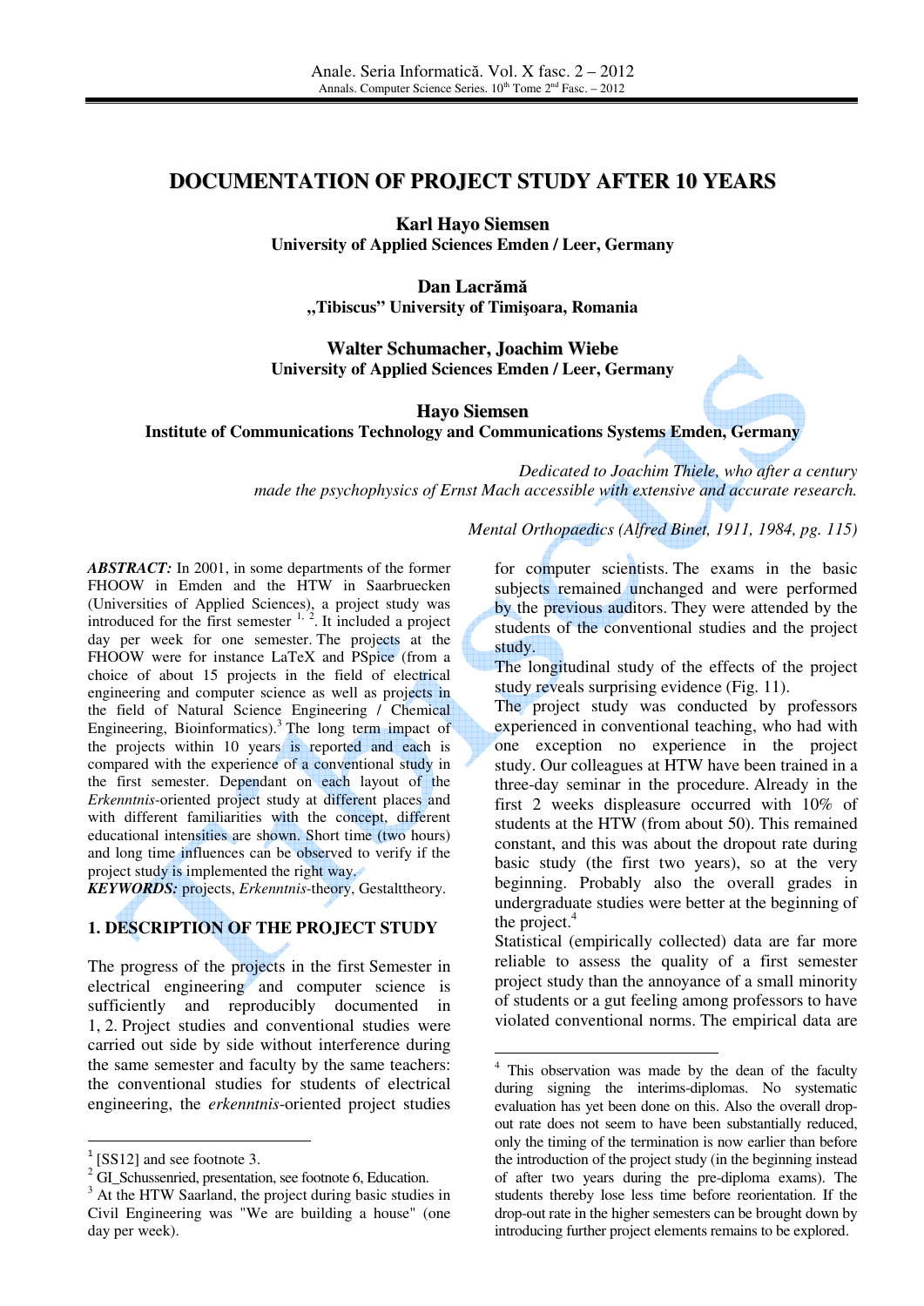# DOCUMENTATION OF PROJECT STUDY AFTER 10 YEARS

**Karl Hayo Siemsen**
**University of Applied Sciences Emden / Leer, Germany**

**Dan Lacrămă**
**„Tibiscus" University of Timişoara, Romania**

**Walter Schumacher, Joachim Wiebe**
**University of Applied Sciences Emden / Leer, Germany**

**Hayo Siemsen**
**Institute of Communications Technology and Communications Systems Emden, Germany**

*Dedicated to Joachim Thiele, who after a century made the psychophysics of Ernst Mach accessible with extensive and accurate research.*

*Mental Orthopaedics (Alfred Binet, 1911, 1984, pg. 115)*

***ABSTRACT:*** In 2001, in some departments of the former FHOOW in Emden and the HTW in Saarbruecken (Universities of Applied Sciences), a project study was introduced for the first semester [1, 2]. It included a project day per week for one semester. The projects at the FHOOW were for instance LaTeX and PSpice (from a choice of about 15 projects in the field of electrical engineering and computer science as well as projects in the field of Natural Science Engineering / Chemical Engineering, Bioinformatics).[3] The long term impact of the projects within 10 years is reported and each is compared with the experience of a conventional study in the first semester. Dependant on each layout of the *Erkenntnis*-oriented project study at different places and with different familiarities with the concept, different educational intensities are shown. Short time (two hours) and long time influences can be observed to verify if the project study is implemented the right way.

***KEYWORDS:*** projects, *Erkenntnis*-theory, Gestalttheory.

## 1. DESCRIPTION OF THE PROJECT STUDY

The progress of the projects in the first Semester in electrical engineering and computer science is sufficiently and reproducibly documented in 1, 2. Project studies and conventional studies were carried out side by side without interference during the same semester and faculty by the same teachers: the conventional studies for students of electrical engineering, the *erkenntnis*-oriented project studies for computer scientists. The exams in the basic subjects remained unchanged and were performed by the previous auditors. They were attended by the students of the conventional studies and the project study.

The longitudinal study of the effects of the project study reveals surprising evidence (Fig. 11).

The project study was conducted by professors experienced in conventional teaching, who had with one exception no experience in the project study. Our colleagues at HTW have been trained in a three-day seminar in the procedure. Already in the first 2 weeks displeasure occurred with 10% of students at the HTW (from about 50). This remained constant, and this was about the dropout rate during basic study (the first two years), so at the very beginning. Probably also the overall grades in undergraduate studies were better at the beginning of the project.[4]

Statistical (empirically collected) data are far more reliable to assess the quality of a first semester project study than the annoyance of a small minority of students or a gut feeling among professors to have violated conventional norms. The empirical data are

---

[1] [SS12] and see footnote 3.

[2] GI_Schussenried, presentation, see footnote 6, Education.

[3] At the HTW Saarland, the project during basic studies in Civil Engineering was "We are building a house" (one day per week).

[4] This observation was made by the dean of the faculty during signing the interims-diplomas. No systematic evaluation has yet been done on this. Also the overall drop-out rate does not seem to have been substantially reduced, only the timing of the termination is now earlier than before the introduction of the project study (in the beginning instead of after two years during the pre-diploma exams). The students thereby lose less time before reorientation. If the drop-out rate in the higher semesters can be brought down by introducing further project elements remains to be explored.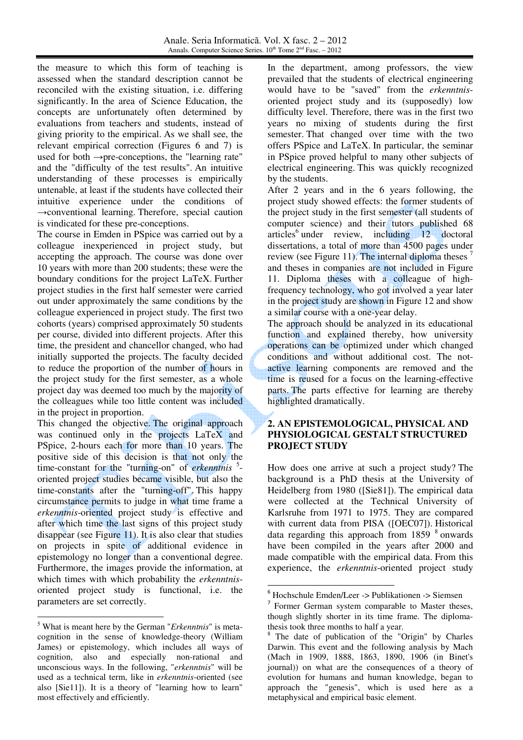the measure to which this form of teaching is assessed when the standard description cannot be reconciled with the existing situation, i.e. differing significantly. In the area of Science Education, the concepts are unfortunately often determined by evaluations from teachers and students, instead of giving priority to the empirical. As we shall see, the relevant empirical correction (Figures 6 and 7) is used for both →pre-conceptions, the "learning rate" and the "difficulty of the test results". An intuitive understanding of these processes is empirically untenable, at least if the students have collected their intuitive experience under the conditions of →conventional learning. Therefore, special caution is vindicated for these pre-conceptions.

The course in Emden in PSpice was carried out by a colleague inexperienced in project study, but accepting the approach. The course was done over 10 years with more than 200 students; these were the boundary conditions for the project LaTeX. Further project studies in the first half semester were carried out under approximately the same conditions by the colleague experienced in project study. The first two cohorts (years) comprised approximately 50 students per course, divided into different projects. After this time, the president and chancellor changed, who had initially supported the projects. The faculty decided to reduce the proportion of the number of hours in the project study for the first semester, as a whole project day was deemed too much by the majority of the colleagues while too little content was included in the project in proportion.

This changed the objective. The original approach was continued only in the projects LaTeX and PSpice, 2-hours each for more than 10 years. The positive side of this decision is that not only the time-constant for the "turning-on" of *erkenntnis* [5]-oriented project studies became visible, but also the time-constants after the "turning-off". This happy circumstance permits to judge in what time frame a *erkenntnis*-oriented project study is effective and after which time the last signs of this project study disappear (see Figure 11). It is also clear that studies on projects in spite of additional evidence in epistemology no longer than a conventional degree. Furthermore, the images provide the information, at which times with which probability the *erkenntnis*-oriented project study is functional, i.e. the parameters are set correctly.

In the department, among professors, the view prevailed that the students of electrical engineering would have to be "saved" from the *erkenntnis*-oriented project study and its (supposedly) low difficulty level. Therefore, there was in the first two years no mixing of students during the first semester. That changed over time with the two offers PSpice and LaTeX. In particular, the seminar in PSpice proved helpful to many other subjects of electrical engineering. This was quickly recognized by the students.

After 2 years and in the 6 years following, the project study showed effects: the former students of the project study in the first semester (all students of computer science) and their tutors published 68 articles[6] under review, including 12 doctoral dissertations, a total of more than 4500 pages under review (see Figure 11). The internal diploma theses [7] and theses in companies are not included in Figure 11. Diploma theses with a colleague of high-frequency technology, who got involved a year later in the project study are shown in Figure 12 and show a similar course with a one-year delay.

The approach should be analyzed in its educational function and explained thereby, how university operations can be optimized under which changed conditions and without additional cost. The not-active learning components are removed and the time is reused for a focus on the learning-effective parts. The parts effective for learning are thereby highlighted dramatically.

## 2. AN EPISTEMOLOGICAL, PHYSICAL AND PHYSIOLOGICAL GESTALT STRUCTURED PROJECT STUDY

How does one arrive at such a project study? The background is a PhD thesis at the University of Heidelberg from 1980 ([Sie81]). The empirical data were collected at the Technical University of Karlsruhe from 1971 to 1975. They are compared with current data from PISA ([OEC07]). Historical data regarding this approach from 1859 [8] onwards have been compiled in the years after 2000 and made compatible with the empirical data. From this experience, the *erkenntnis*-oriented project study

---

[5] What is meant here by the German "*Erkenntnis*" is meta-cognition in the sense of knowledge-theory (William James) or epistemology, which includes all ways of cognition, also and especially non-rational and unconscious ways. In the following, "*erkenntnis*" will be used as a technical term, like in *erkenntnis*-oriented (see also [Sie11]). It is a theory of "learning how to learn" most effectively and efficiently.

[6] Hochschule Emden/Leer -> Publikationen -> Siemsen

[7] Former German system comparable to Master theses, though slightly shorter in its time frame. The diploma-thesis took three months to half a year.

[8] The date of publication of the "Origin" by Charles Darwin. This event and the following analysis by Mach (Mach in 1909, 1888, 1863, 1890, 1906 (in Binet's journal)) on what are the consequences of a theory of evolution for humans and human knowledge, began to approach the "genesis", which is used here as a metaphysical and empirical basic element.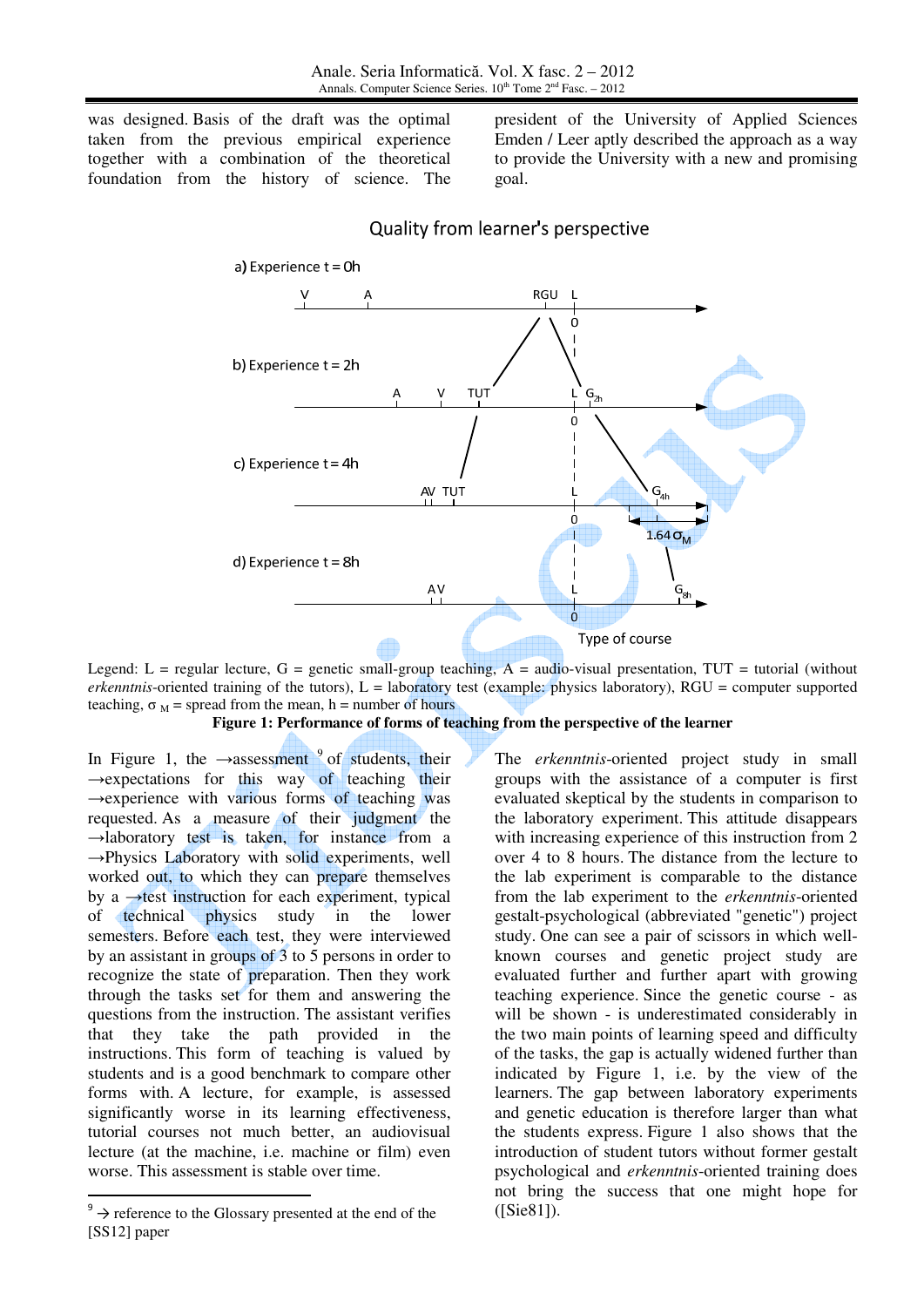was designed. Basis of the draft was the optimal taken from the previous empirical experience together with a combination of the theoretical foundation from the history of science. The president of the University of Applied Sciences Emden / Leer aptly described the approach as a way to provide the University with a new and promising goal.

Legend: L = regular lecture, G = genetic small-group teaching, A = audio-visual presentation, TUT = tutorial (without *erkenntnis*-oriented training of the tutors), L = laboratory test (example: physics laboratory), RGU = computer supported teaching, $\sigma_M$ = spread from the mean, h = number of hours

**Figure 1: Performance of forms of teaching from the perspective of the learner**

In Figure 1, the →assessment [9] of students, their →expectations for this way of teaching their →experience with various forms of teaching was requested. As a measure of their judgment the →laboratory test is taken, for instance from a →Physics Laboratory with solid experiments, well worked out, to which they can prepare themselves by a →test instruction for each experiment, typical of technical physics study in the lower semesters. Before each test, they were interviewed by an assistant in groups of 3 to 5 persons in order to recognize the state of preparation. Then they work through the tasks set for them and answering the questions from the instruction. The assistant verifies that they take the path provided in the instructions. This form of teaching is valued by students and is a good benchmark to compare other forms with. A lecture, for example, is assessed significantly worse in its learning effectiveness, tutorial courses not much better, an audiovisual lecture (at the machine, i.e. machine or film) even worse. This assessment is stable over time.

The *erkenntnis*-oriented project study in small groups with the assistance of a computer is first evaluated skeptical by the students in comparison to the laboratory experiment. This attitude disappears with increasing experience of this instruction from 2 over 4 to 8 hours. The distance from the lecture to the lab experiment is comparable to the distance from the lab experiment to the *erkenntnis*-oriented gestalt-psychological (abbreviated "genetic") project study. One can see a pair of scissors in which well-known courses and genetic project study are evaluated further and further apart with growing teaching experience. Since the genetic course - as will be shown - is underestimated considerably in the two main points of learning speed and difficulty of the tasks, the gap is actually widened further than indicated by Figure 1, i.e. by the view of the learners. The gap between laboratory experiments and genetic education is therefore larger than what the students express. Figure 1 also shows that the introduction of student tutors without former gestalt psychological and *erkenntnis*-oriented training does not bring the success that one might hope for ([Sie81]).

[9] → reference to the Glossary presented at the end of the [SS12] paper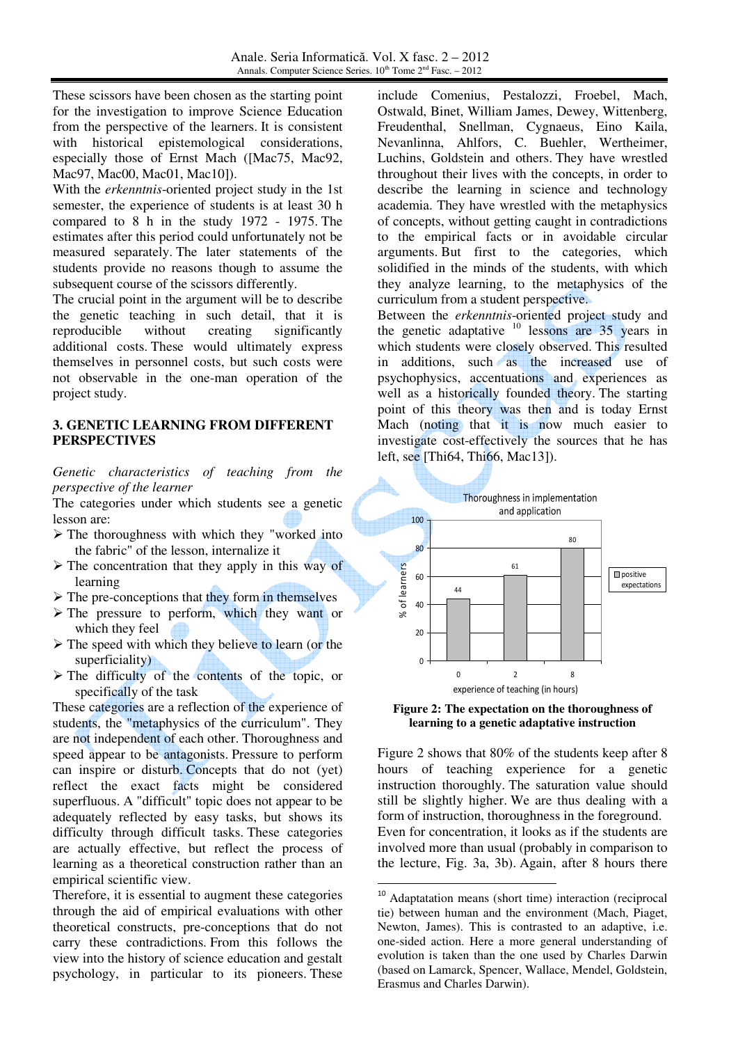These scissors have been chosen as the starting point for the investigation to improve Science Education from the perspective of the learners. It is consistent with historical epistemological considerations, especially those of Ernst Mach ([Mac75, Mac92, Mac97, Mac00, Mac01, Mac10]).

With the *erkenntnis*-oriented project study in the 1st semester, the experience of students is at least 30 h compared to 8 h in the study 1972 - 1975. The estimates after this period could unfortunately not be measured separately. The later statements of the students provide no reasons though to assume the subsequent course of the scissors differently.

The crucial point in the argument will be to describe the genetic teaching in such detail, that it is reproducible without creating significantly additional costs. These would ultimately express themselves in personnel costs, but such costs were not observable in the one-man operation of the project study.

## 3. GENETIC LEARNING FROM DIFFERENT PERSPECTIVES

*Genetic characteristics of teaching from the perspective of the learner*

The categories under which students see a genetic lesson are:

- ➢ The thoroughness with which they "worked into the fabric" of the lesson, internalize it
- ➢ The concentration that they apply in this way of learning
- ➢ The pre-conceptions that they form in themselves
- ➢ The pressure to perform, which they want or which they feel
- ➢ The speed with which they believe to learn (or the superficiality)
- ➢ The difficulty of the contents of the topic, or specifically of the task

These categories are a reflection of the experience of students, the "metaphysics of the curriculum". They are not independent of each other. Thoroughness and speed appear to be antagonists. Pressure to perform can inspire or disturb. Concepts that do not (yet) reflect the exact facts might be considered superfluous. A "difficult" topic does not appear to be adequately reflected by easy tasks, but shows its difficulty through difficult tasks. These categories are actually effective, but reflect the process of learning as a theoretical construction rather than an empirical scientific view.

Therefore, it is essential to augment these categories through the aid of empirical evaluations with other theoretical constructs, pre-conceptions that do not carry these contradictions. From this follows the view into the history of science education and gestalt psychology, in particular to its pioneers. These include Comenius, Pestalozzi, Froebel, Mach, Ostwald, Binet, William James, Dewey, Wittenberg, Freudenthal, Snellman, Cygnaeus, Eino Kaila, Nevanlinna, Ahlfors, C. Buehler, Wertheimer, Luchins, Goldstein and others. They have wrestled throughout their lives with the concepts, in order to describe the learning in science and technology academia. They have wrestled with the metaphysics of concepts, without getting caught in contradictions to the empirical facts or in avoidable circular arguments. But first to the categories, which solidified in the minds of the students, with which they analyze learning, to the metaphysics of the curriculum from a student perspective.

Between the *erkenntnis*-oriented project study and the genetic adaptative [10] lessons are 35 years in which students were closely observed. This resulted in additions, such as the increased use of psychophysics, accentuations and experiences as well as a historically founded theory. The starting point of this theory was then and is today Ernst Mach (noting that it is now much easier to investigate cost-effectively the sources that he has left, see [Thi64, Thi66, Mac13]).

| experience of teaching (in hours) | % of learners (positive expectations) |
|---|---|
| 0 | 44 |
| 2 | 61 |
| 8 | 80 |

**Figure 2: The expectation on the thoroughness of learning to a genetic adaptative instruction**

Figure 2 shows that 80% of the students keep after 8 hours of teaching experience for a genetic instruction thoroughly. The saturation value should still be slightly higher. We are thus dealing with a form of instruction, thoroughness in the foreground.

Even for concentration, it looks as if the students are involved more than usual (probably in comparison to the lecture, Fig. 3a, 3b). Again, after 8 hours there

---

[10] Adaptatation means (short time) interaction (reciprocal tie) between human and the environment (Mach, Piaget, Newton, James). This is contrasted to an adaptive, i.e. one-sided action. Here a more general understanding of evolution is taken than the one used by Charles Darwin (based on Lamarck, Spencer, Wallace, Mendel, Goldstein, Erasmus and Charles Darwin).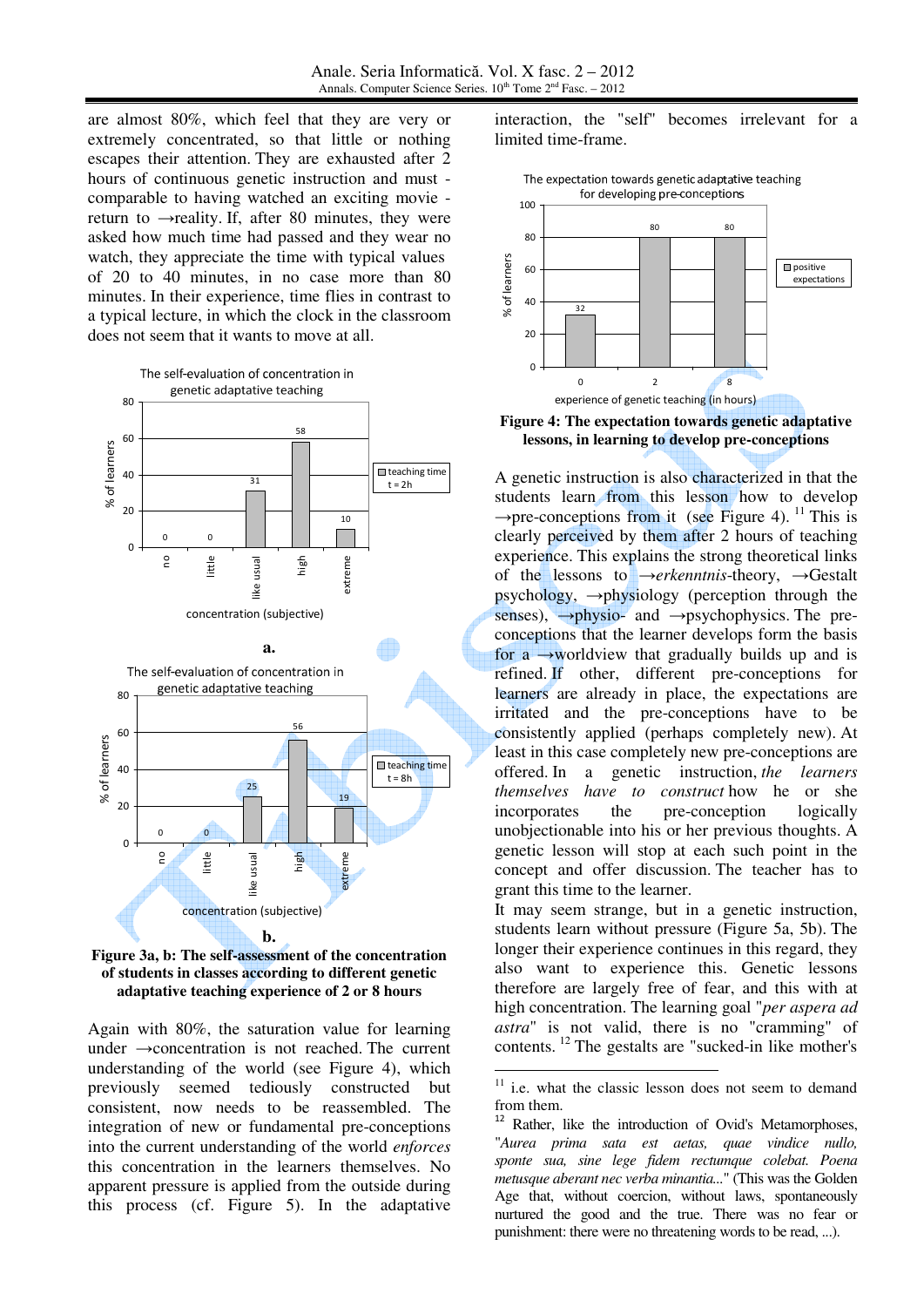are almost 80%, which feel that they are very or extremely concentrated, so that little or nothing escapes their attention. They are exhausted after 2 hours of continuous genetic instruction and must - comparable to having watched an exciting movie - return to →reality. If, after 80 minutes, they were asked how much time had passed and they wear no watch, they appreciate the time with typical values of 20 to 40 minutes, in no case more than 80 minutes. In their experience, time flies in contrast to a typical lecture, in which the clock in the classroom does not seem that it wants to move at all.

The self-evaluation of concentration in genetic adaptative teaching (teaching time t = 2h)

| concentration (subjective) | % of learners |
|---|---|
| no | 0 |
| little | 0 |
| like usual | 31 |
| high | 58 |
| extreme | 10 |

**a.**

The self-evaluation of concentration in genetic adaptative teaching (teaching time t = 8h)

| concentration (subjective) | % of learners |
|---|---|
| no | 0 |
| little | 0 |
| like usual | 25 |
| high | 56 |
| extreme | 19 |

**b.**

**Figure 3a, b: The self-assessment of the concentration of students in classes according to different genetic adaptative teaching experience of 2 or 8 hours**

Again with 80%, the saturation value for learning under →concentration is not reached. The current understanding of the world (see Figure 4), which previously seemed tediously constructed but consistent, now needs to be reassembled. The integration of new or fundamental pre-conceptions into the current understanding of the world *enforces* this concentration in the learners themselves. No apparent pressure is applied from the outside during this process (cf. Figure 5). In the adaptive interaction, the "self" becomes irrelevant for a limited time-frame.

The expectation towards genetic adaptative teaching for developing pre-conceptions

| experience of genetic teaching (in hours) | % of learners (positive expectations) |
|---|---|
| 0 | 32 |
| 2 | 80 |
| 8 | 80 |

**Figure 4: The expectation towards genetic adaptative lessons, in learning to develop pre-conceptions**

A genetic instruction is also characterized in that the students learn from this lesson how to develop →pre-conceptions from it (see Figure 4).[11] This is clearly perceived by them after 2 hours of teaching experience. This explains the strong theoretical links of the lessons to →*erkenntnis*-theory, →Gestalt psychology, →physiology (perception through the senses), →physio- and →psychophysics. The pre-conceptions that the learner develops form the basis for a →worldview that gradually builds up and is refined. If other, different pre-conceptions for learners are already in place, the expectations are irritated and the pre-conceptions have to be consistently applied (perhaps completely new). At least in this case completely new pre-conceptions are offered. In a genetic instruction, *the learners themselves have to construct* how he or she incorporates the pre-conception logically unobjectionable into his or her previous thoughts. A genetic lesson will stop at each such point in the concept and offer discussion. The teacher has to grant this time to the learner.

It may seem strange, but in a genetic instruction, students learn without pressure (Figure 5a, 5b). The longer their experience continues in this regard, they also want to experience this. Genetic lessons therefore are largely free of fear, and this with at high concentration. The learning goal "*per aspera ad astra*" is not valid, there is no "cramming" of contents.[12] The gestalts are "sucked-in like mother's

---

[11] i.e. what the classic lesson does not seem to demand from them.

[12] Rather, like the introduction of Ovid's Metamorphoses, "*Aurea prima sata est aetas, quae vindice nullo, sponte sua, sine lege fidem rectumque colebat. Poena metusque aberant nec verba minantia...*" (This was the Golden Age that, without coercion, without laws, spontaneously nurtured the good and the true. There was no fear or punishment: there were no threatening words to be read, ...).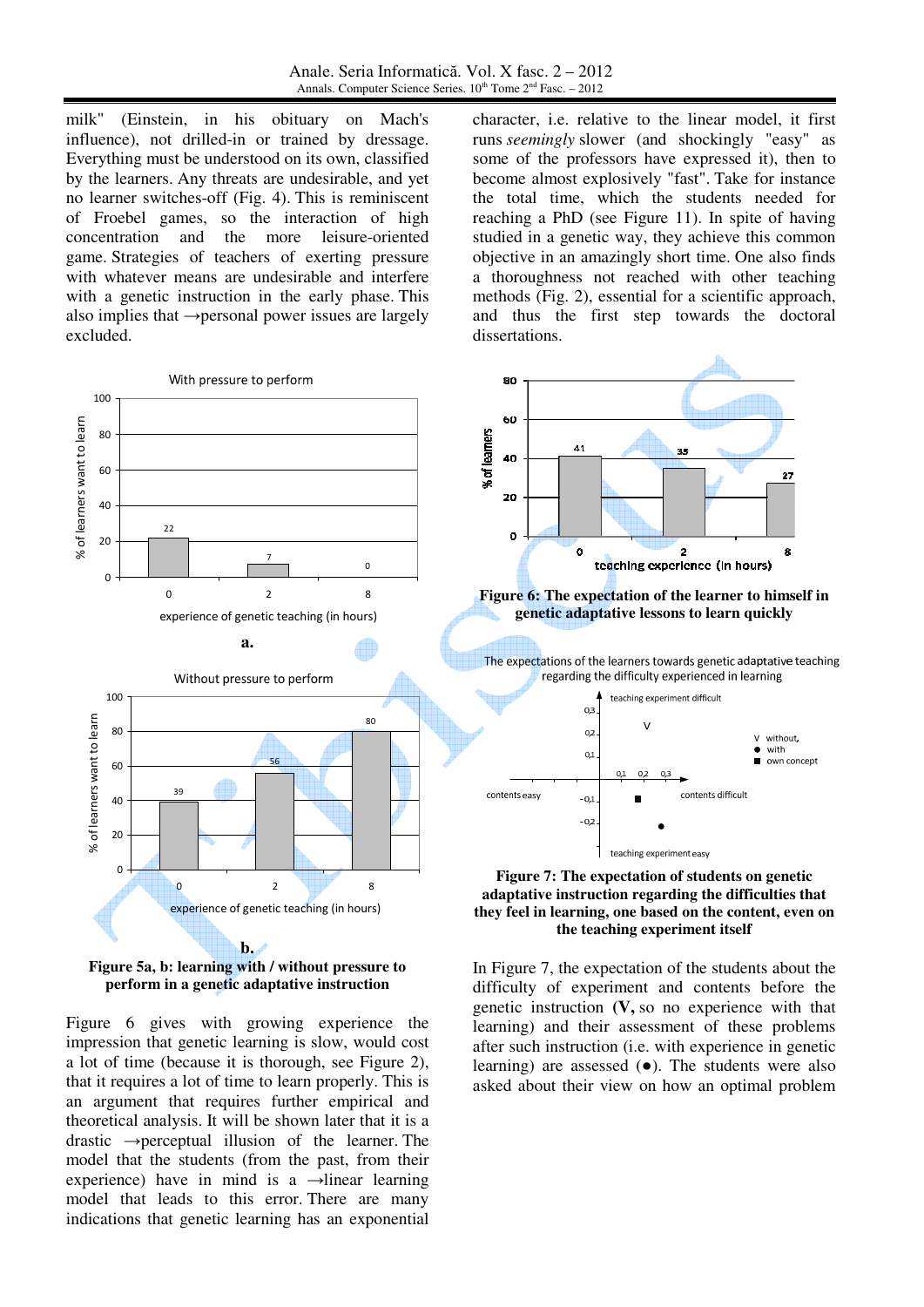milk" (Einstein, in his obituary on Mach's influence), not drilled-in or trained by dressage. Everything must be understood on its own, classified by the learners. Any threats are undesirable, and yet no learner switches-off (Fig. 4). This is reminiscent of Froebel games, so the interaction of high concentration and the more leisure-oriented game. Strategies of teachers of exerting pressure with whatever means are undesirable and interfere with a genetic instruction in the early phase. This also implies that →personal power issues are largely excluded.

**Figure 5a, b: learning with / without pressure to perform in a genetic adaptative instruction**

Figure 6 gives with growing experience the impression that genetic learning is slow, would cost a lot of time (because it is thorough, see Figure 2), that it requires a lot of time to learn properly. This is an argument that requires further empirical and theoretical analysis. It will be shown later that it is a drastic →perceptual illusion of the learner. The model that the students (from the past, from their experience) have in mind is a →linear learning model that leads to this error. There are many indications that genetic learning has an exponential character, i.e. relative to the linear model, it first runs *seemingly* slower (and shockingly "easy" as some of the professors have expressed it), then to become almost explosively "fast". Take for instance the total time, which the students needed for reaching a PhD (see Figure 11). In spite of having studied in a genetic way, they achieve this common objective in an amazingly short time. One also finds a thoroughness not reached with other teaching methods (Fig. 2), essential for a scientific approach, and thus the first step towards the doctoral dissertations.

**Figure 6: The expectation of the learner to himself in genetic adaptative lessons to learn quickly**

**Figure 7: The expectation of students on genetic adaptative instruction regarding the difficulties that they feel in learning, one based on the content, even on the teaching experiment itself**

In Figure 7, the expectation of the students about the difficulty of experiment and contents before the genetic instruction (**V,** so no experience with that learning) and their assessment of these problems after such instruction (i.e. with experience in genetic learning) are assessed (●). The students were also asked about their view on how an optimal problem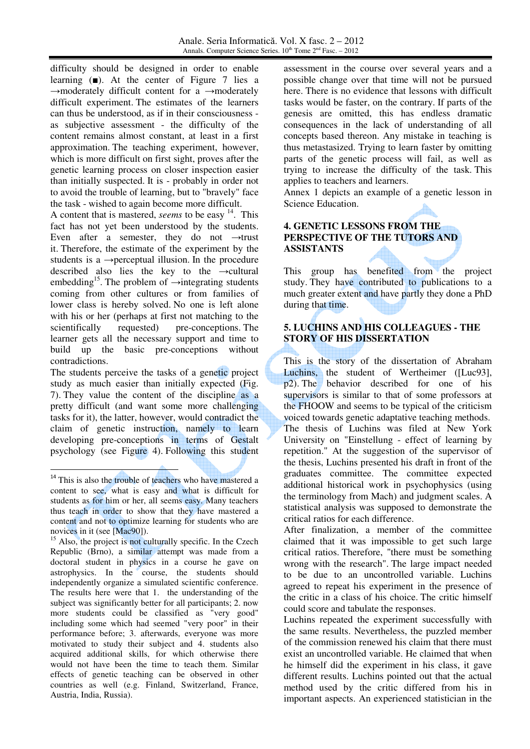difficulty should be designed in order to enable learning (■). At the center of Figure 7 lies a →moderately difficult content for a →moderately difficult experiment. The estimates of the learners can thus be understood, as if in their consciousness - as subjective assessment - the difficulty of the content remains almost constant, at least in a first approximation. The teaching experiment, however, which is more difficult on first sight, proves after the genetic learning process on closer inspection easier than initially suspected. It is - probably in order not to avoid the trouble of learning, but to "bravely" face the task - wished to again become more difficult.

A content that is mastered, *seems* to be easy [14]. This fact has not yet been understood by the students. Even after a semester, they do not →trust it. Therefore, the estimate of the experiment by the students is a →perceptual illusion. In the procedure described also lies the key to the →cultural embedding[15]. The problem of →integrating students coming from other cultures or from families of lower class is hereby solved. No one is left alone with his or her (perhaps at first not matching to the scientifically requested) pre-conceptions. The learner gets all the necessary support and time to build up the basic pre-conceptions without contradictions.

The students perceive the tasks of a genetic project study as much easier than initially expected (Fig. 7). They value the content of the discipline as a pretty difficult (and want some more challenging tasks for it), the latter, however, would contradict the claim of genetic instruction, namely to learn developing pre-conceptions in terms of Gestalt psychology (see Figure 4). Following this student assessment in the course over several years and a possible change over that time will not be pursued here. There is no evidence that lessons with difficult tasks would be faster, on the contrary. If parts of the genesis are omitted, this has endless dramatic consequences in the lack of understanding of all concepts based thereon. Any mistake in teaching is thus metastasized. Trying to learn faster by omitting parts of the genetic process will fail, as well as trying to increase the difficulty of the task. This applies to teachers and learners.

Annex 1 depicts an example of a genetic lesson in Science Education.

## 4. GENETIC LESSONS FROM THE PERSPECTIVE OF THE TUTORS AND ASSISTANTS

This group has benefited from the project study. They have contributed to publications to a much greater extent and have partly they done a PhD during that time.

## 5. LUCHINS AND HIS COLLEAGUES - THE STORY OF HIS DISSERTATION

This is the story of the dissertation of Abraham Luchins, the student of Wertheimer ([Luc93], p2). The behavior described for one of his supervisors is similar to that of some professors at the FHOOW and seems to be typical of the criticism voiced towards genetic adaptative teaching methods.

The thesis of Luchins was filed at New York University on "Einstellung - effect of learning by repetition." At the suggestion of the supervisor of the thesis, Luchins presented his draft in front of the graduates committee. The committee expected additional historical work in psychophysics (using the terminology from Mach) and judgment scales. A statistical analysis was supposed to demonstrate the critical ratios for each difference.

After finalization, a member of the committee claimed that it was impossible to get such large critical ratios. Therefore, "there must be something wrong with the research". The large impact needed to be due to an uncontrolled variable. Luchins agreed to repeat his experiment in the presence of the critic in a class of his choice. The critic himself could score and tabulate the responses.

Luchins repeated the experiment successfully with the same results. Nevertheless, the puzzled member of the commission renewed his claim that there must exist an uncontrolled variable. He claimed that when he himself did the experiment in his class, it gave different results. Luchins pointed out that the actual method used by the critic differed from his in important aspects. An experienced statistician in the

---

[14] This is also the trouble of teachers who have mastered a content to see, what is easy and what is difficult for students as for him or her, all seems easy. Many teachers thus teach in order to show that they have mastered a content and not to optimize learning for students who are novices in it (see [Mac90]).

[15] Also, the project is not culturally specific. In the Czech Republic (Brno), a similar attempt was made from a doctoral student in physics in a course he gave on astrophysics. In the course, the students should independently organize a simulated scientific conference. The results here were that 1. the understanding of the subject was significantly better for all participants; 2. now more students could be classified as "very good" including some which had seemed "very poor" in their performance before; 3. afterwards, everyone was more motivated to study their subject and 4. students also acquired additional skills, for which otherwise there would not have been the time to teach them. Similar effects of genetic teaching can be observed in other countries as well (e.g. Finland, Switzerland, France, Austria, India, Russia).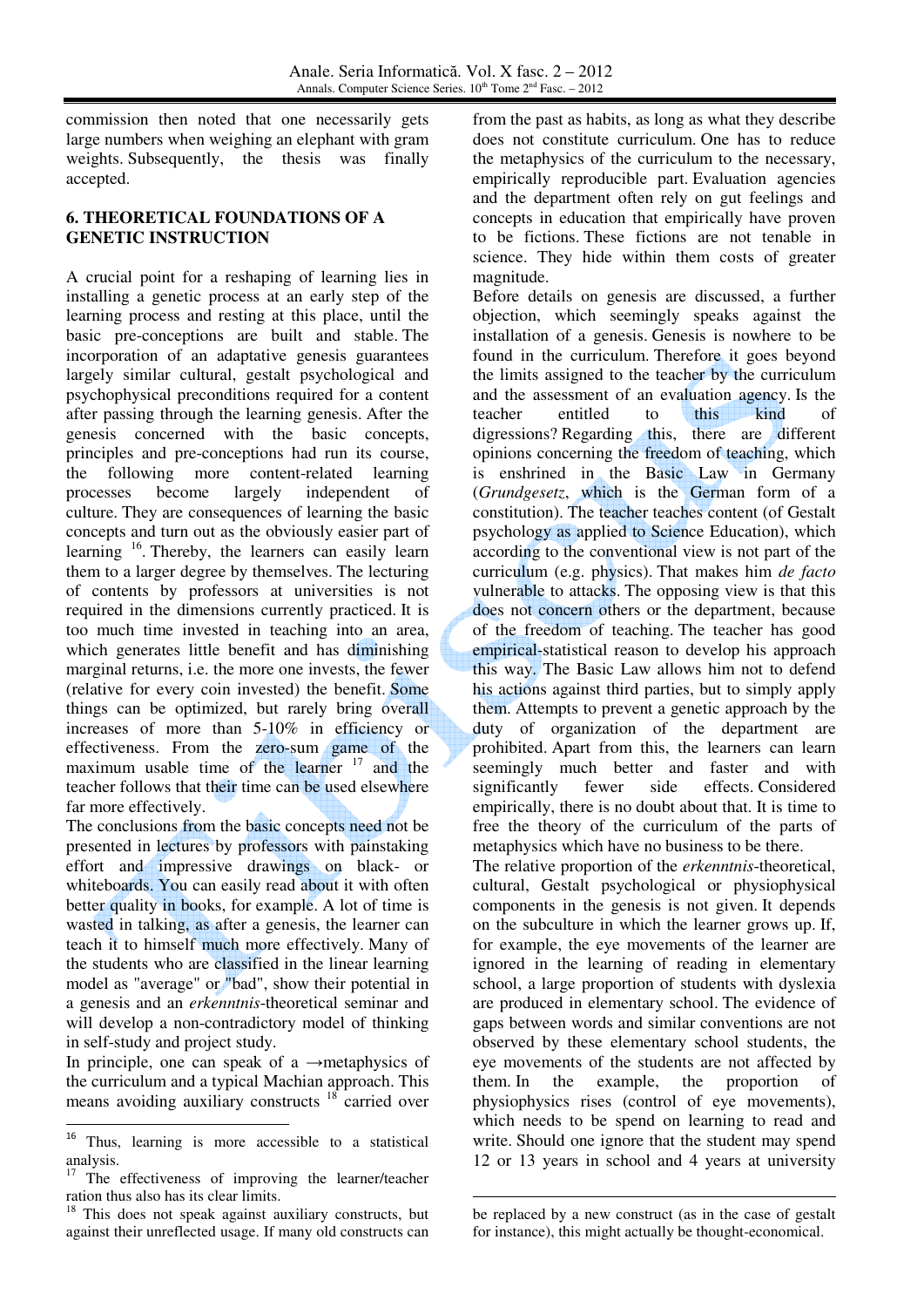commission then noted that one necessarily gets large numbers when weighing an elephant with gram weights. Subsequently, the thesis was finally accepted.

## 6. THEORETICAL FOUNDATIONS OF A GENETIC INSTRUCTION

A crucial point for a reshaping of learning lies in installing a genetic process at an early step of the learning process and resting at this place, until the basic pre-conceptions are built and stable. The incorporation of an adaptative genesis guarantees largely similar cultural, gestalt psychological and psychophysical preconditions required for a content after passing through the learning genesis. After the genesis concerned with the basic concepts, principles and pre-conceptions had run its course, the following more content-related learning processes become largely independent of culture. They are consequences of learning the basic concepts and turn out as the obviously easier part of learning [16]. Thereby, the learners can easily learn them to a larger degree by themselves. The lecturing of contents by professors at universities is not required in the dimensions currently practiced. It is too much time invested in teaching into an area, which generates little benefit and has diminishing marginal returns, i.e. the more one invests, the fewer (relative for every coin invested) the benefit. Some things can be optimized, but rarely bring overall increases of more than 5-10% in efficiency or effectiveness. From the zero-sum game of the maximum usable time of the learner [17] and the teacher follows that their time can be used elsewhere far more effectively.

The conclusions from the basic concepts need not be presented in lectures by professors with painstaking effort and impressive drawings on black- or whiteboards. You can easily read about it with often better quality in books, for example. A lot of time is wasted in talking, as after a genesis, the learner can teach it to himself much more effectively. Many of the students who are classified in the linear learning model as "average" or "bad", show their potential in a genesis and an *erkenntnis*-theoretical seminar and will develop a non-contradictory model of thinking in self-study and project study.

In principle, one can speak of a →metaphysics of the curriculum and a typical Machian approach. This means avoiding auxiliary constructs [18] carried over from the past as habits, as long as what they describe does not constitute curriculum. One has to reduce the metaphysics of the curriculum to the necessary, empirically reproducible part. Evaluation agencies and the department often rely on gut feelings and concepts in education that empirically have proven to be fictions. These fictions are not tenable in science. They hide within them costs of greater magnitude.

Before details on genesis are discussed, a further objection, which seemingly speaks against the installation of a genesis. Genesis is nowhere to be found in the curriculum. Therefore it goes beyond the limits assigned to the teacher by the curriculum and the assessment of an evaluation agency. Is the teacher entitled to this kind of digressions? Regarding this, there are different opinions concerning the freedom of teaching, which is enshrined in the Basic Law in Germany (*Grundgesetz*, which is the German form of a constitution). The teacher teaches content (of Gestalt psychology as applied to Science Education), which according to the conventional view is not part of the curriculum (e.g. physics). That makes him *de facto* vulnerable to attacks. The opposing view is that this does not concern others or the department, because of the freedom of teaching. The teacher has good empirical-statistical reason to develop his approach this way. The Basic Law allows him not to defend his actions against third parties, but to simply apply them. Attempts to prevent a genetic approach by the duty of organization of the department are prohibited. Apart from this, the learners can learn seemingly much better and faster and with significantly fewer side effects. Considered empirically, there is no doubt about that. It is time to free the theory of the curriculum of the parts of metaphysics which have no business to be there.

The relative proportion of the *erkenntnis*-theoretical, cultural, Gestalt psychological or physiophysical components in the genesis is not given. It depends on the subculture in which the learner grows up. If, for example, the eye movements of the learner are ignored in the learning of reading in elementary school, a large proportion of students with dyslexia are produced in elementary school. The evidence of gaps between words and similar conventions are not observed by these elementary school students, the eye movements of the students are not affected by them. In the example, the proportion of physiophysics rises (control of eye movements), which needs to be spend on learning to read and write. Should one ignore that the student may spend 12 or 13 years in school and 4 years at university

---

[16] Thus, learning is more accessible to a statistical analysis.

[17] The effectiveness of improving the learner/teacher ration thus also has its clear limits.

[18] This does not speak against auxiliary constructs, but against their unreflected usage. If many old constructs can be replaced by a new construct (as in the case of gestalt for instance), this might actually be thought-economical.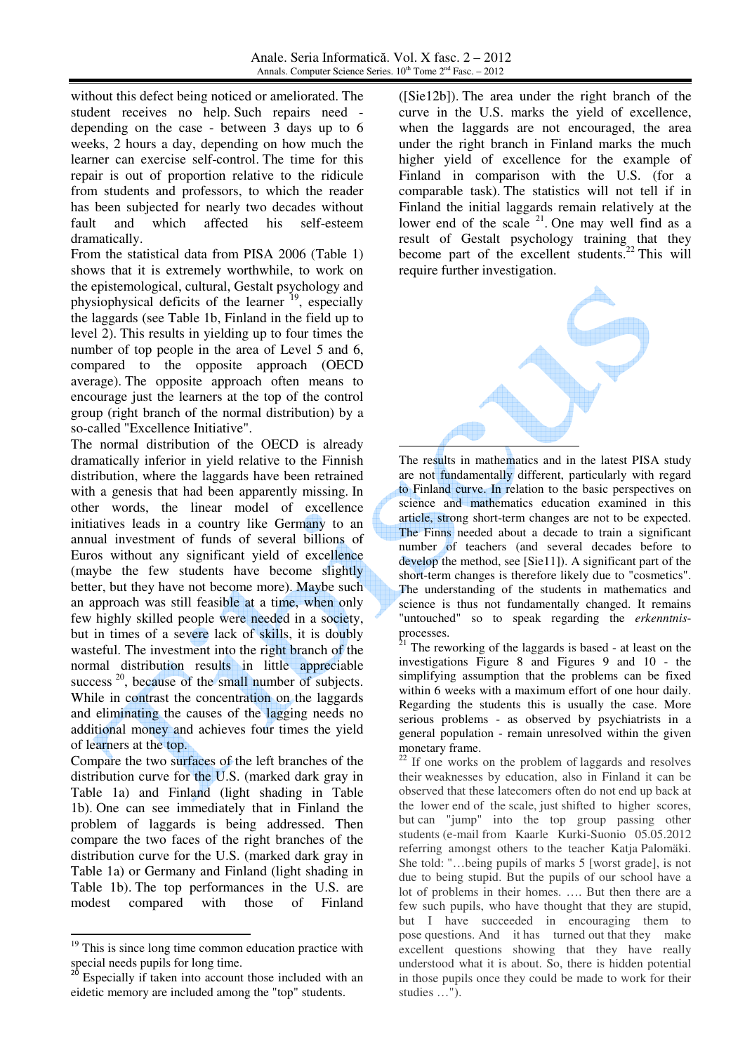without this defect being noticed or ameliorated. The student receives no help. Such repairs need - depending on the case - between 3 days up to 6 weeks, 2 hours a day, depending on how much the learner can exercise self-control. The time for this repair is out of proportion relative to the ridicule from students and professors, to which the reader has been subjected for nearly two decades without fault and which affected his self-esteem dramatically.

From the statistical data from PISA 2006 (Table 1) shows that it is extremely worthwhile, to work on the epistemological, cultural, Gestalt psychology and physiophysical deficits of the learner [19], especially the laggards (see Table 1b, Finland in the field up to level 2). This results in yielding up to four times the number of top people in the area of Level 5 and 6, compared to the opposite approach (OECD average). The opposite approach often means to encourage just the learners at the top of the control group (right branch of the normal distribution) by a so-called "Excellence Initiative".

The normal distribution of the OECD is already dramatically inferior in yield relative to the Finnish distribution, where the laggards have been retrained with a genesis that had been apparently missing. In other words, the linear model of excellence initiatives leads in a country like Germany to an annual investment of funds of several billions of Euros without any significant yield of excellence (maybe the few students have become slightly better, but they have not become more). Maybe such an approach was still feasible at a time, when only few highly skilled people were needed in a society, but in times of a severe lack of skills, it is doubly wasteful. The investment into the right branch of the normal distribution results in little appreciable success [20], because of the small number of subjects. While in contrast the concentration on the laggards and eliminating the causes of the lagging needs no additional money and achieves four times the yield of learners at the top.

Compare the two surfaces of the left branches of the distribution curve for the U.S. (marked dark gray in Table 1a) and Finland (light shading in Table 1b). One can see immediately that in Finland the problem of laggards is being addressed. Then compare the two faces of the right branches of the distribution curve for the U.S. (marked dark gray in Table 1a) or Germany and Finland (light shading in Table 1b). The top performances in the U.S. are modest compared with those of Finland ([Sie12b]). The area under the right branch of the curve in the U.S. marks the yield of excellence, when the laggards are not encouraged, the area under the right branch in Finland marks the much higher yield of excellence for the example of Finland in comparison with the U.S. (for a comparable task). The statistics will not tell if in Finland the initial laggards remain relatively at the lower end of the scale [21]. One may well find as a result of Gestalt psychology training that they become part of the excellent students.[22] This will require further investigation.

---

[19] This is since long time common education practice with special needs pupils for long time.

[20] Especially if taken into account those included with an eidetic memory are included among the "top" students.

The results in mathematics and in the latest PISA study are not fundamentally different, particularly with regard to Finland curve. In relation to the basic perspectives on science and mathematics education examined in this article, strong short-term changes are not to be expected. The Finns needed about a decade to train a significant number of teachers (and several decades before to develop the method, see [Sie11]). A significant part of the short-term changes is therefore likely due to "cosmetics". The understanding of the students in mathematics and science is thus not fundamentally changed. It remains "untouched" so to speak regarding the *erkenntnis*-processes.

[21] The reworking of the laggards is based - at least on the investigations Figure 8 and Figures 9 and 10 - the simplifying assumption that the problems can be fixed within 6 weeks with a maximum effort of one hour daily. Regarding the students this is usually the case. More serious problems - as observed by psychiatrists in a general population - remain unresolved within the given monetary frame.

[22] If one works on the problem of laggards and resolves their weaknesses by education, also in Finland it can be observed that these latecomers often do not end up back at the lower end of the scale, just shifted to higher scores, but can "jump" into the top group passing other students (e-mail from Kaarle Kurki-Suonio 05.05.2012 referring amongst others to the teacher Katja Palomäki. She told: "…being pupils of marks 5 [worst grade], is not due to being stupid. But the pupils of our school have a lot of problems in their homes. …. But then there are a few such pupils, who have thought that they are stupid, but I have succeeded in encouraging them to pose questions. And it has turned out that they make excellent questions showing that they have really understood what it is about. So, there is hidden potential in those pupils once they could be made to work for their studies …").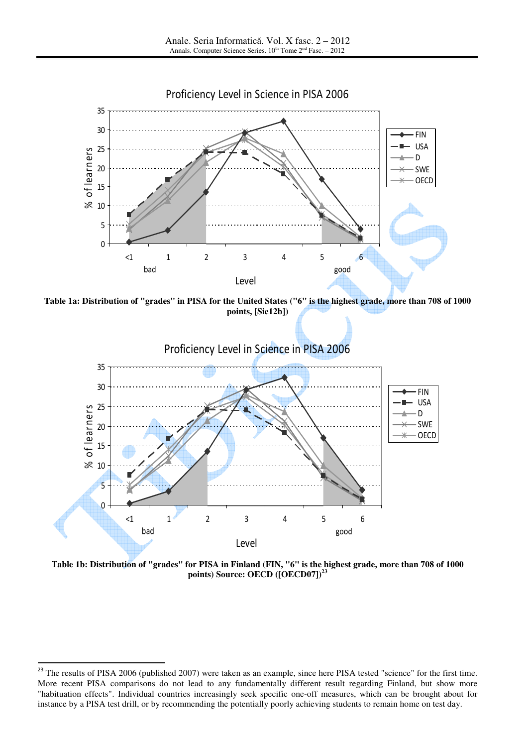**Table 1a: Distribution of "grades" in PISA for the United States ("6" is the highest grade, more than 708 of 1000 points, [Sie12b])**

**Table 1b: Distribution of "grades" for PISA in Finland (FIN, "6" is the highest grade, more than 708 of 1000 points) Source: OECD ([OECD07])[23]**

---

[23] The results of PISA 2006 (published 2007) were taken as an example, since here PISA tested "science" for the first time. More recent PISA comparisons do not lead to any fundamentally different result regarding Finland, but show more "habituation effects". Individual countries increasingly seek specific one-off measures, which can be brought about for instance by a PISA test drill, or by recommending the potentially poorly achieving students to remain home on test day.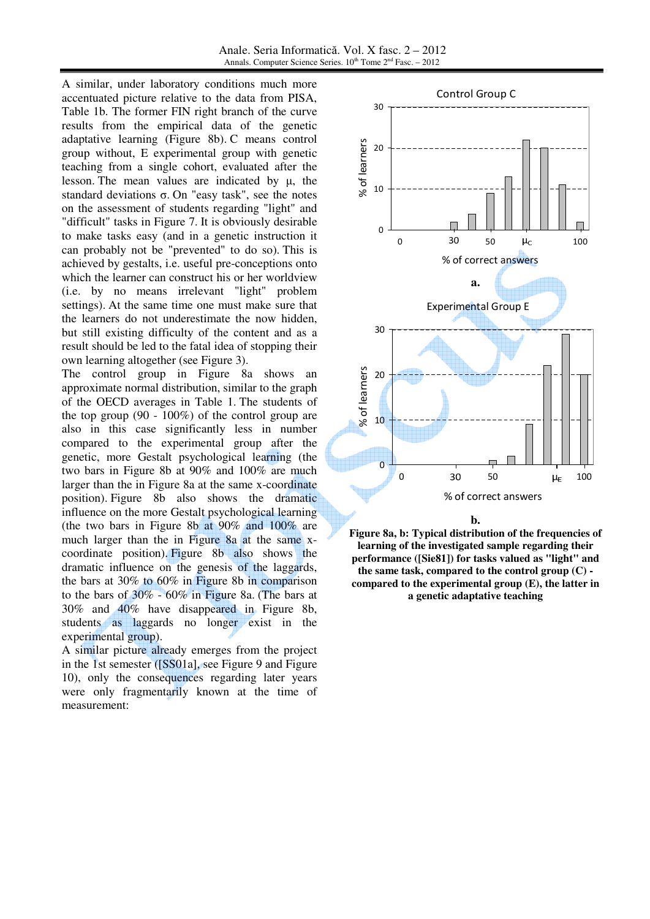A similar, under laboratory conditions much more accentuated picture relative to the data from PISA, Table 1b. The former FIN right branch of the curve results from the empirical data of the genetic adaptative learning (Figure 8b). C means control group without, E experimental group with genetic teaching from a single cohort, evaluated after the lesson. The mean values are indicated by μ, the standard deviations σ. On "easy task", see the notes on the assessment of students regarding "light" and "difficult" tasks in Figure 7. It is obviously desirable to make tasks easy (and in a genetic instruction it can probably not be "prevented" to do so). This is achieved by gestalts, i.e. useful pre-conceptions onto which the learner can construct his or her worldview (i.e. by no means irrelevant "light" problem settings). At the same time one must make sure that the learners do not underestimate the now hidden, but still existing difficulty of the content and as a result should be led to the fatal idea of stopping their own learning altogether (see Figure 3).

The control group in Figure 8a shows an approximate normal distribution, similar to the graph of the OECD averages in Table 1. The students of the top group (90 - 100%) of the control group are also in this case significantly less in number compared to the experimental group after the genetic, more Gestalt psychological learning (the two bars in Figure 8b at 90% and 100% are much larger than the in Figure 8a at the same x-coordinate position). Figure 8b also shows the dramatic influence on the more Gestalt psychological learning (the two bars in Figure 8b at 90% and 100% are much larger than the in Figure 8a at the same x-coordinate position). Figure 8b also shows the dramatic influence on the genesis of the laggards, the bars at 30% to 60% in Figure 8b in comparison to the bars of 30% - 60% in Figure 8a. (The bars at 30% and 40% have disappeared in Figure 8b, students as laggards no longer exist in the experimental group).

A similar picture already emerges from the project in the 1st semester ([SS01a], see Figure 9 and Figure 10), only the consequences regarding later years were only fragmentarily known at the time of measurement:

**Figure 8a, b: Typical distribution of the frequencies of learning of the investigated sample regarding their performance ([Sie81]) for tasks valued as "light" and the same task, compared to the control group (C) - compared to the experimental group (E), the latter in a genetic adaptative teaching**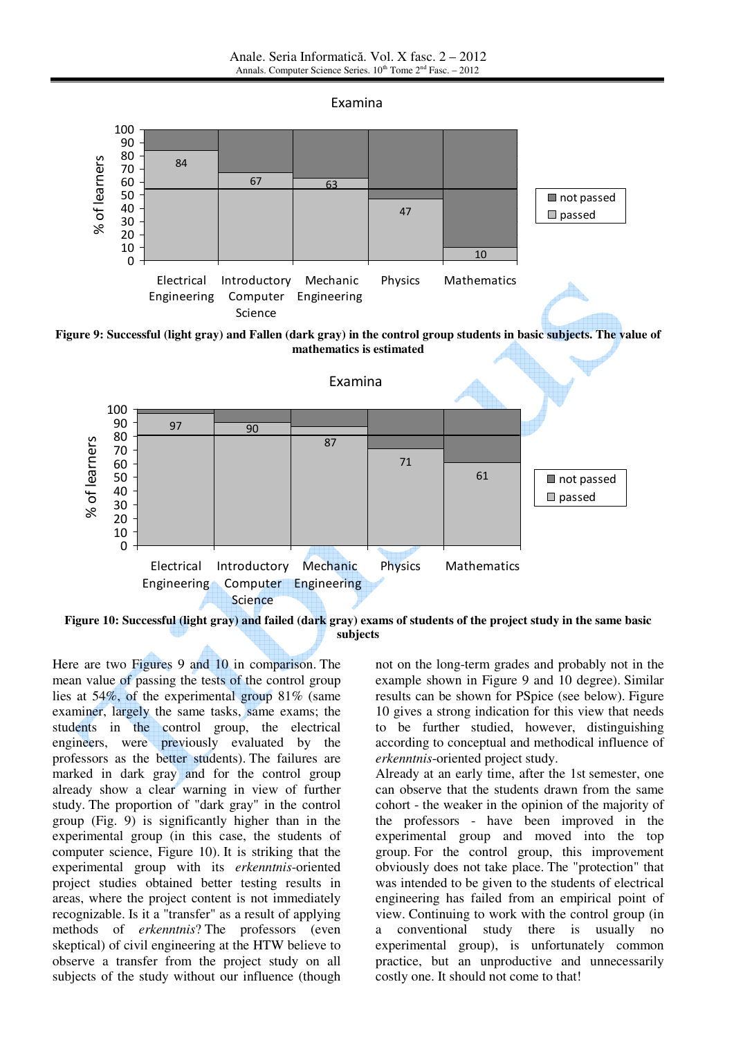Examina

| | Electrical Engineering | Introductory Computer Science | Mechanic Engineering | Physics | Mathematics |
|---|---|---|---|---|---|
| passed (% of learners) | 84 | 67 | 63 | 47 | 10 |

**Figure 9: Successful (light gray) and Fallen (dark gray) in the control group students in basic subjects. The value of mathematics is estimated**

Examina

| | Electrical Engineering | Introductory Computer Science | Mechanic Engineering | Physics | Mathematics |
|---|---|---|---|---|---|
| passed (% of learners) | 97 | 90 | 87 | 71 | 61 |

**Figure 10: Successful (light gray) and failed (dark gray) exams of students of the project study in the same basic subjects**

Here are two Figures 9 and 10 in comparison. The mean value of passing the tests of the control group lies at 54%, of the experimental group 81% (same examiner, largely the same tasks, same exams; the students in the control group, the electrical engineers, were previously evaluated by the professors as the better students). The failures are marked in dark gray and for the control group already show a clear warning in view of further study. The proportion of "dark gray" in the control group (Fig. 9) is significantly higher than in the experimental group (in this case, the students of computer science, Figure 10). It is striking that the experimental group with its *erkenntnis*-oriented project studies obtained better testing results in areas, where the project content is not immediately recognizable. Is it a "transfer" as a result of applying methods of *erkenntnis*? The professors (even skeptical) of civil engineering at the HTW believe to observe a transfer from the project study on all subjects of the study without our influence (though not on the long-term grades and probably not in the example shown in Figure 9 and 10 degree). Similar results can be shown for PSpice (see below). Figure 10 gives a strong indication for this view that needs to be further studied, however, distinguishing according to conceptual and methodical influence of *erkenntnis*-oriented project study.

Already at an early time, after the 1st semester, one can observe that the students drawn from the same cohort - the weaker in the opinion of the majority of the professors - have been improved in the experimental group and moved into the top group. For the control group, this improvement obviously does not take place. The "protection" that was intended to be given to the students of electrical engineering has failed from an empirical point of view. Continuing to work with the control group (in a conventional study there is usually no experimental group), is unfortunately common practice, but an unproductive and unnecessarily costly one. It should not come to that!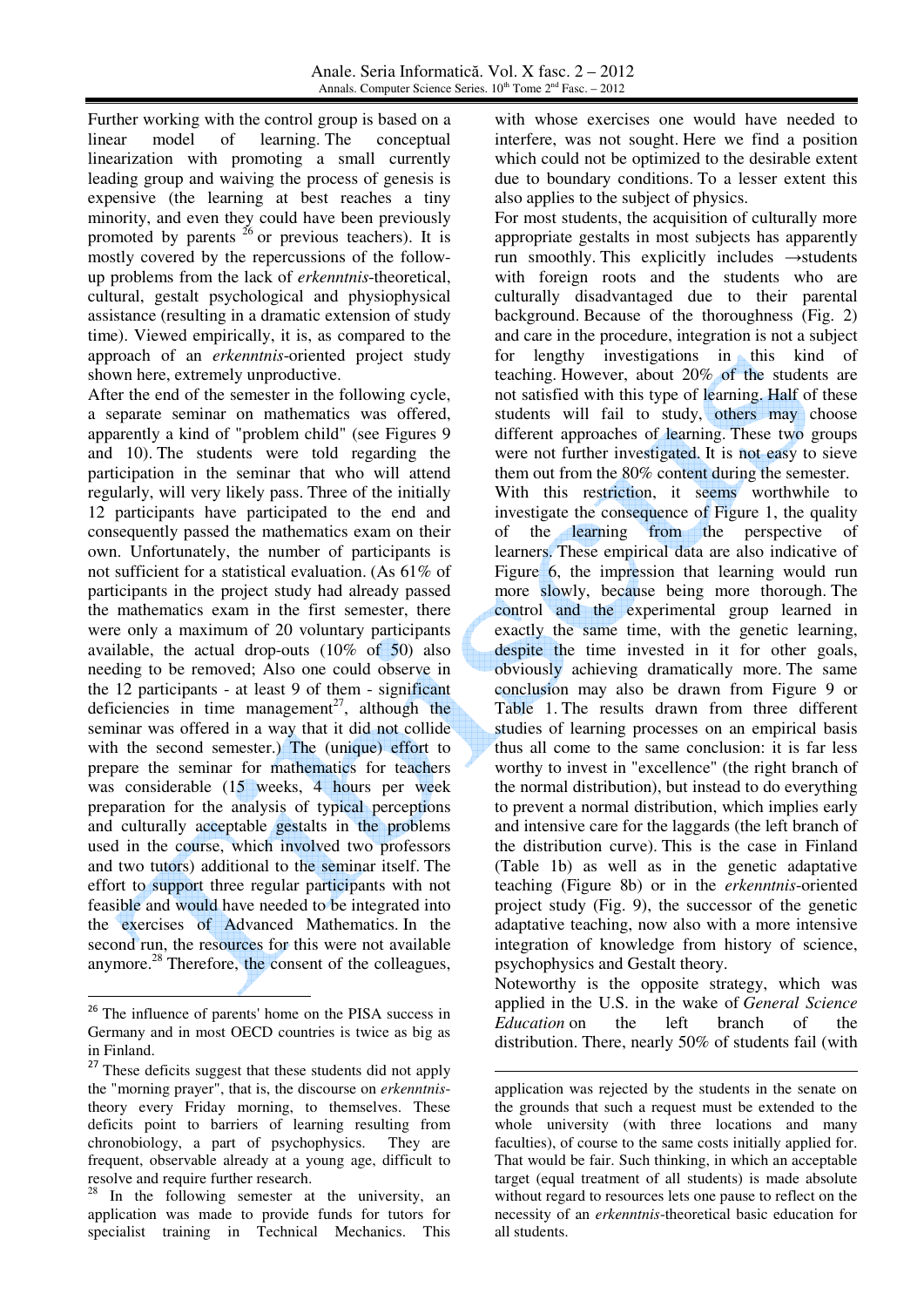Further working with the control group is based on a linear model of learning. The conceptual linearization with promoting a small currently leading group and waiving the process of genesis is expensive (the learning at best reaches a tiny minority, and even they could have been previously promoted by parents [26] or previous teachers). It is mostly covered by the repercussions of the follow-up problems from the lack of *erkenntnis*-theoretical, cultural, gestalt psychological and psychophysical assistance (resulting in a dramatic extension of study time). Viewed empirically, it is, as compared to the approach of an *erkenntnis*-oriented project study shown here, extremely unproductive.

After the end of the semester in the following cycle, a separate seminar on mathematics was offered, apparently a kind of "problem child" (see Figures 9 and 10). The students were told regarding the participation in the seminar that who will attend regularly, will very likely pass. Three of the initially 12 participants have participated to the end and consequently passed the mathematics exam on their own. Unfortunately, the number of participants is not sufficient for a statistical evaluation. (As 61% of participants in the project study had already passed the mathematics exam in the first semester, there were only a maximum of 20 voluntary participants available, the actual drop-outs (10% of 50) also needing to be removed; Also one could observe in the 12 participants - at least 9 of them - significant deficiencies in time management[27], although the seminar was offered in a way that it did not collide with the second semester.) The (unique) effort to prepare the seminar for mathematics for teachers was considerable (15 weeks, 4 hours per week preparation for the analysis of typical perceptions and culturally acceptable gestalts in the problems used in the course, which involved two professors and two tutors) additional to the seminar itself. The effort to support three regular participants with not feasible and would have needed to be integrated into the exercises of Advanced Mathematics. In the second run, the resources for this were not available anymore.[28] Therefore, the consent of the colleagues, with whose exercises one would have needed to interfere, was not sought. Here we find a position which could not be optimized to the desirable extent due to boundary conditions. To a lesser extent this also applies to the subject of physics.

For most students, the acquisition of culturally more appropriate gestalts in most subjects has apparently run smoothly. This explicitly includes →students with foreign roots and the students who are culturally disadvantaged due to their parental background. Because of the thoroughness (Fig. 2) and care in the procedure, integration is not a subject for lengthy investigations in this kind of teaching. However, about 20% of the students are not satisfied with this type of learning. Half of these students will fail to study, others may choose different approaches of learning. These two groups were not further investigated. It is not easy to sieve them out from the 80% content during the semester.

With this restriction, it seems worthwhile to investigate the consequence of Figure 1, the quality of the learning from the perspective of learners. These empirical data are also indicative of Figure 6, the impression that learning would run more slowly, because being more thorough. The control and the experimental group learned in exactly the same time, with the genetic learning, despite the time invested in it for other goals, obviously achieving dramatically more. The same conclusion may also be drawn from Figure 9 or Table 1. The results drawn from three different studies of learning processes on an empirical basis thus all come to the same conclusion: it is far less worthy to invest in "excellence" (the right branch of the normal distribution), but instead to do everything to prevent a normal distribution, which implies early and intensive care for the laggards (the left branch of the distribution curve). This is the case in Finland (Table 1b) as well as in the genetic adaptative teaching (Figure 8b) or in the *erkenntnis*-oriented project study (Fig. 9), the successor of the genetic adaptative teaching, now also with a more intensive integration of knowledge from history of science, psychophysics and Gestalt theory.

Noteworthy is the opposite strategy, which was applied in the U.S. in the wake of *General Science Education* on the left branch of the distribution. There, nearly 50% of students fail (with

---

[26] The influence of parents' home on the PISA success in Germany and in most OECD countries is twice as big as in Finland.

[27] These deficits suggest that these students did not apply the "morning prayer", that is, the discourse on *erkenntnis*-theory every Friday morning, to themselves. These deficits point to barriers of learning resulting from chronobiology, a part of psychophysics. They are frequent, observable already at a young age, difficult to resolve and require further research.

[28] In the following semester at the university, an application was made to provide funds for tutors for specialist training in Technical Mechanics. This application was rejected by the students in the senate on the grounds that such a request must be extended to the whole university (with three locations and many faculties), of course to the same costs initially applied for. That would be fair. Such thinking, in which an acceptable target (equal treatment of all students) is made absolute without regard to resources lets one pause to reflect on the necessity of an *erkenntnis*-theoretical basic education for all students.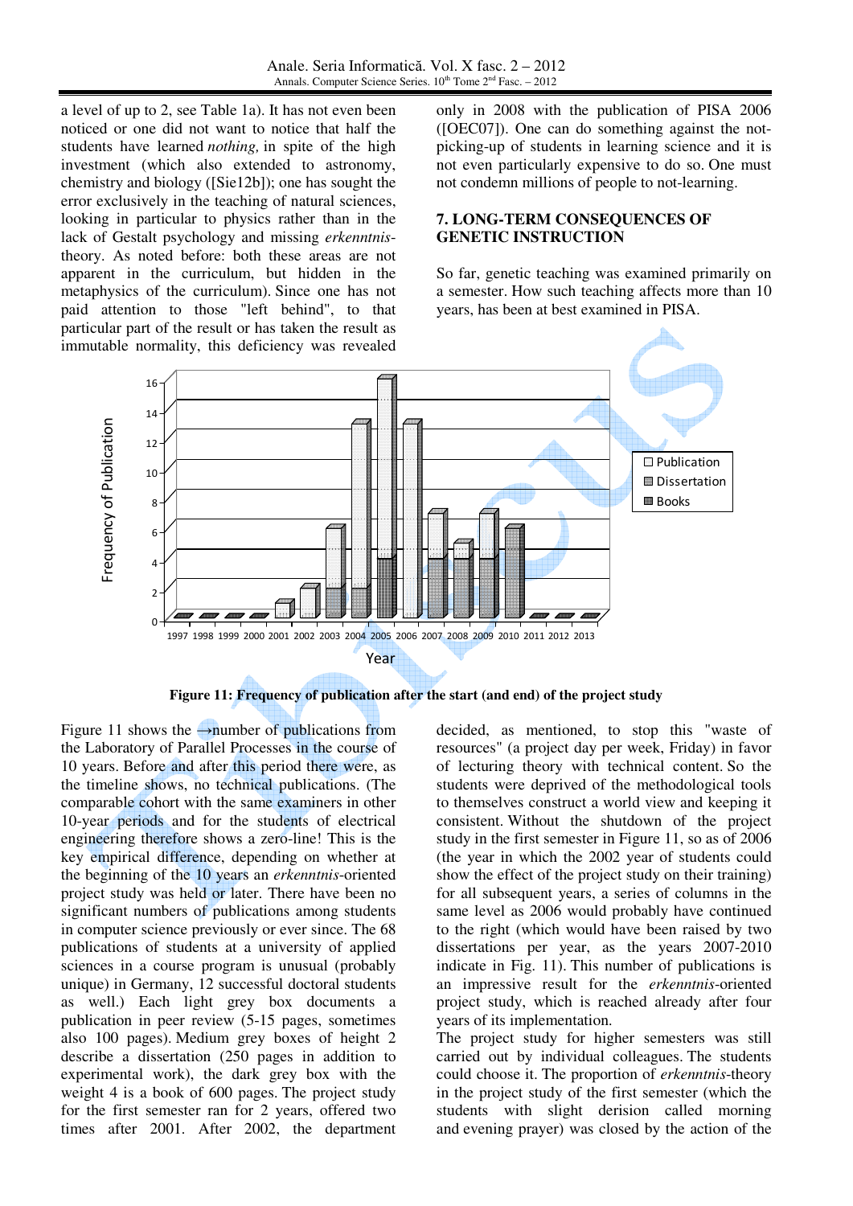a level of up to 2, see Table 1a). It has not even been noticed or one did not want to notice that half the students have learned *nothing,* in spite of the high investment (which also extended to astronomy, chemistry and biology ([Sie12b]); one has sought the error exclusively in the teaching of natural sciences, looking in particular to physics rather than in the lack of Gestalt psychology and missing *erkenntnis*-theory. As noted before: both these areas are not apparent in the curriculum, but hidden in the metaphysics of the curriculum). Since one has not paid attention to those "left behind", to that particular part of the result or has taken the result as immutable normality, this deficiency was revealed only in 2008 with the publication of PISA 2006 ([OEC07]). One can do something against the not-picking-up of students in learning science and it is not even particularly expensive to do so. One must not condemn millions of people to not-learning.

## 7. LONG-TERM CONSEQUENCES OF GENETIC INSTRUCTION

So far, genetic teaching was examined primarily on a semester. How such teaching affects more than 10 years, has been at best examined in PISA.

**Figure 11: Frequency of publication after the start (and end) of the project study**

Figure 11 shows the →number of publications from the Laboratory of Parallel Processes in the course of 10 years. Before and after this period there were, as the timeline shows, no technical publications. (The comparable cohort with the same examiners in other 10-year periods and for the students of electrical engineering therefore shows a zero-line! This is the key empirical difference, depending on whether at the beginning of the 10 years an *erkenntnis*-oriented project study was held or later. There have been no significant numbers of publications among students in computer science previously or ever since. The 68 publications of students at a university of applied sciences in a course program is unusual (probably unique) in Germany, 12 successful doctoral students as well.) Each light grey box documents a publication in peer review (5-15 pages, sometimes also 100 pages). Medium grey boxes of height 2 describe a dissertation (250 pages in addition to experimental work), the dark grey box with the weight 4 is a book of 600 pages. The project study for the first semester ran for 2 years, offered two times after 2001. After 2002, the department decided, as mentioned, to stop this "waste of resources" (a project day per week, Friday) in favor of lecturing theory with technical content. So the students were deprived of the methodological tools to themselves construct a world view and keeping it consistent. Without the shutdown of the project study in the first semester in Figure 11, so as of 2006 (the year in which the 2002 year of students could show the effect of the project study on their training) for all subsequent years, a series of columns in the same level as 2006 would probably have continued to the right (which would have been raised by two dissertations per year, as the years 2007-2010 indicate in Fig. 11). This number of publications is an impressive result for the *erkenntnis*-oriented project study, which is reached already after four years of its implementation.

The project study for higher semesters was still carried out by individual colleagues. The students could choose it. The proportion of *erkenntnis*-theory in the project study of the first semester (which the students with slight derision called morning and evening prayer) was closed by the action of the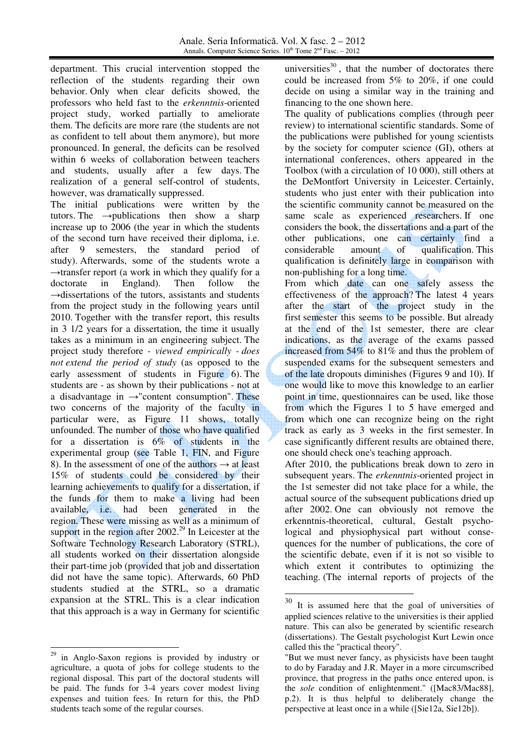department. This crucial intervention stopped the reflection of the students regarding their own behavior. Only when clear deficits showed, the professors who held fast to the *erkenntnis*-oriented project study, worked partially to ameliorate them. The deficits are more rare (the students are not as confident to tell about them anymore), but more pronounced. In general, the deficits can be resolved within 6 weeks of collaboration between teachers and students, usually after a few days. The realization of a general self-control of students, however, was dramatically suppressed.

The initial publications were written by the tutors. The →publications then show a sharp increase up to 2006 (the year in which the students of the second turn have received their diploma, i.e. after 9 semesters, the standard period of study). Afterwards, some of the students wrote a →transfer report (a work in which they qualify for a doctorate in England). Then follow the →dissertations of the tutors, assistants and students from the project study in the following years until 2010. Together with the transfer report, this results in 3 1/2 years for a dissertation, the time it usually takes as a minimum in an engineering subject. The project study therefore - *viewed empirically - does not extend the period of study* (as opposed to the early assessment of students in Figure 6). The students are - as shown by their publications - not at a disadvantage in →"content consumption". These two concerns of the majority of the faculty in particular were, as Figure 11 shows, totally unfounded. The number of those who have qualified for a dissertation is 6% of students in the experimental group (see Table 1, FIN, and Figure 8). In the assessment of one of the authors → at least 15% of students could be considered by their learning achievements to qualify for a dissertation, if the funds for them to make a living had been available, i.e. had been generated in the region. These were missing as well as a minimum of support in the region after 2002.[29] In Leicester at the Software Technology Research Laboratory (STRL), all students worked on their dissertation alongside their part-time job (provided that job and dissertation did not have the same topic). Afterwards, 60 PhD students studied at the STRL, so a dramatic expansion at the STRL. This is a clear indication that this approach is a way in Germany for scientific universities[30], that the number of doctorates there could be increased from 5% to 20%, if one could decide on using a similar way in the training and financing to the one shown here.

The quality of publications complies (through peer review) to international scientific standards. Some of the publications were published for young scientists by the society for computer science (GI), others at international conferences, others appeared in the Toolbox (with a circulation of 10 000), still others at the DeMontfort University in Leicester. Certainly, students who just enter with their publication into the scientific community cannot be measured on the same scale as experienced researchers. If one considers the book, the dissertations and a part of the other publications, one can certainly find a considerable amount of qualification. This qualification is definitely large in comparison with non-publishing for a long time.

From which date can one safely assess the effectiveness of the approach? The latest 4 years after the start of the project study in the first semester this seems to be possible. But already at the end of the 1st semester, there are clear indications, as the average of the exams passed increased from 54% to 81% and thus the problem of suspended exams for the subsequent semesters and of the late dropouts diminishes (Figures 9 and 10). If one would like to move this knowledge to an earlier point in time, questionnaires can be used, like those from which the Figures 1 to 5 have emerged and from which one can recognize being on the right track as early as 3 weeks in the first semester. In case significantly different results are obtained there, one should check one's teaching approach.

After 2010, the publications break down to zero in subsequent years. The *erkenntnis*-oriented project in the 1st semester did not take place for a while, the actual source of the subsequent publications dried up after 2002. One can obviously not remove the erkenntnis-theoretical, cultural, Gestalt psychological and physiophysical part without consequences for the number of publications, the core of the scientific debate, even if it is not so visible to which extent it contributes to optimizing the teaching. (The internal reports of projects of the

---

[29] in Anglo-Saxon regions is provided by industry or agriculture, a quota of jobs for college students to the regional disposal. This part of the doctoral students will be paid. The funds for 3-4 years cover modest living expenses and tuition fees. In return for this, the PhD students teach some of the regular courses.

[30] It is assumed here that the goal of universities of applied sciences relative to the universities is their applied nature. This can also be generated by scientific research (dissertations). The Gestalt psychologist Kurt Lewin once called this the "practical theory".
"But we must never fancy, as physicists have been taught to do by Faraday and J.R. Mayer in a more circumscribed province, that progress in the paths once entered upon, is the *sole* condition of enlightenment." ([Mac83/Mac88], p.2). It is thus helpful to deliberately change the perspective at least once in a while ([Sie12a, Sie12b]).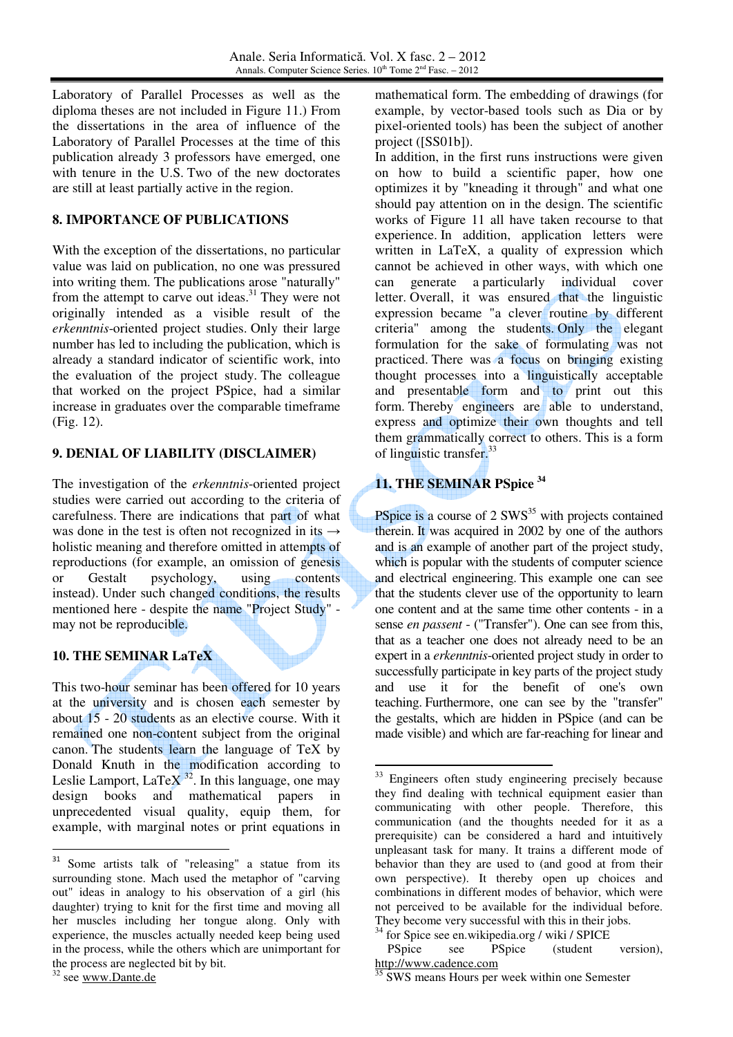Laboratory of Parallel Processes as well as the diploma theses are not included in Figure 11.) From the dissertations in the area of influence of the Laboratory of Parallel Processes at the time of this publication already 3 professors have emerged, one with tenure in the U.S. Two of the new doctorates are still at least partially active in the region.

## 8. IMPORTANCE OF PUBLICATIONS

With the exception of the dissertations, no particular value was laid on publication, no one was pressured into writing them. The publications arose "naturally" from the attempt to carve out ideas.[31] They were not originally intended as a visible result of the *erkenntnis*-oriented project studies. Only their large number has led to including the publication, which is already a standard indicator of scientific work, into the evaluation of the project study. The colleague that worked on the project PSpice, had a similar increase in graduates over the comparable timeframe (Fig. 12).

## 9. DENIAL OF LIABILITY (DISCLAIMER)

The investigation of the *erkenntnis*-oriented project studies were carried out according to the criteria of carefulness. There are indications that part of what was done in the test is often not recognized in its → holistic meaning and therefore omitted in attempts of reproductions (for example, an omission of genesis or Gestalt psychology, using contents instead). Under such changed conditions, the results mentioned here - despite the name "Project Study" - may not be reproducible.

## 10. THE SEMINAR LaTeX

This two-hour seminar has been offered for 10 years at the university and is chosen each semester by about 15 - 20 students as an elective course. With it remained one non-content subject from the original canon. The students learn the language of TeX by Donald Knuth in the modification according to Leslie Lamport, LaTeX[32]. In this language, one may design books and mathematical papers in unprecedented visual quality, equip them, for example, with marginal notes or print equations in mathematical form. The embedding of drawings (for example, by vector-based tools such as Dia or by pixel-oriented tools) has been the subject of another project ([SS01b]).

In addition, in the first runs instructions were given on how to build a scientific paper, how one optimizes it by "kneading it through" and what one should pay attention on in the design. The scientific works of Figure 11 all have taken recourse to that experience. In addition, application letters were written in LaTeX, a quality of expression which cannot be achieved in other ways, with which one can generate a particularly individual cover letter. Overall, it was ensured that the linguistic expression became "a clever routine by different criteria" among the students. Only the elegant formulation for the sake of formulating was not practiced. There was a focus on bringing existing thought processes into a linguistically acceptable and presentable form and to print out this form. Thereby engineers are able to understand, express and optimize their own thoughts and tell them grammatically correct to others. This is a form of linguistic transfer.[33]

## 11. THE SEMINAR PSpice [34]

PSpice is a course of 2 SWS[35] with projects contained therein. It was acquired in 2002 by one of the authors and is an example of another part of the project study, which is popular with the students of computer science and electrical engineering. This example one can see that the students clever use of the opportunity to learn one content and at the same time other contents - in a sense *en passent* - ("Transfer"). One can see from this, that as a teacher one does not already need to be an expert in a *erkenntnis*-oriented project study in order to successfully participate in key parts of the project study and use it for the benefit of one's own teaching. Furthermore, one can see by the "transfer" the gestalts, which are hidden in PSpice (and can be made visible) and which are far-reaching for linear and

---

[31] Some artists talk of "releasing" a statue from its surrounding stone. Mach used the metaphor of "carving out" ideas in analogy to his observation of a girl (his daughter) trying to knit for the first time and moving all her muscles including her tongue along. Only with experience, the muscles actually needed keep being used in the process, while the others which are unimportant for the process are neglected bit by bit.

[32] see www.Dante.de

[33] Engineers often study engineering precisely because they find dealing with technical equipment easier than communicating with other people. Therefore, this communication (and the thoughts needed for it as a prerequisite) can be considered a hard and intuitively unpleasant task for many. It trains a different mode of behavior than they are used to (and good at from their own perspective). It thereby open up choices and combinations in different modes of behavior, which were not perceived to be available for the individual before. They become very successful with this in their jobs.

[34] for Spice see en.wikipedia.org / wiki / SPICE
PSpice see PSpice (student version), http://www.cadence.com

[35] SWS means Hours per week within one Semester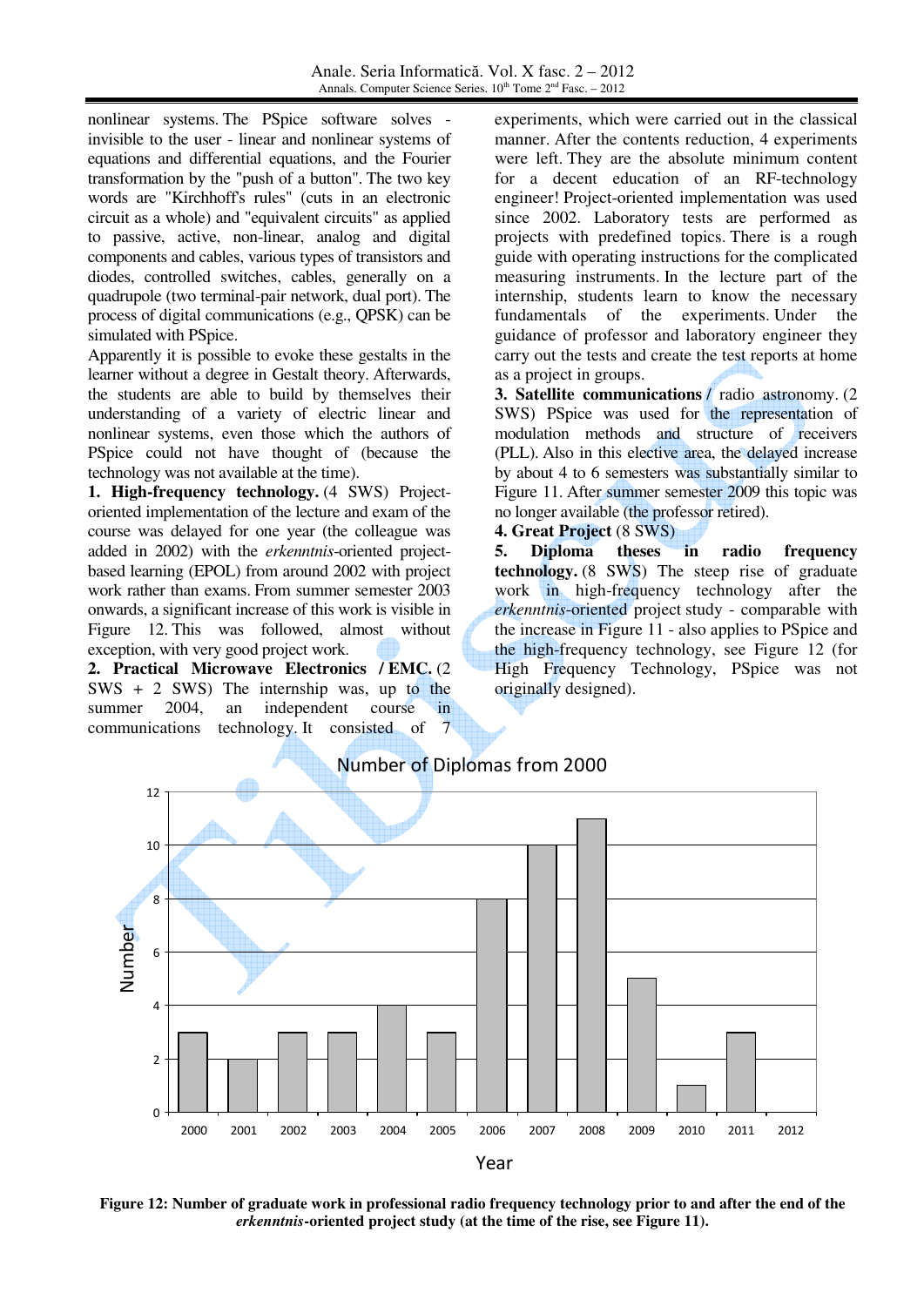nonlinear systems. The PSpice software solves - invisible to the user - linear and nonlinear systems of equations and differential equations, and the Fourier transformation by the "push of a button". The two key words are "Kirchhoff's rules" (cuts in an electronic circuit as a whole) and "equivalent circuits" as applied to passive, active, non-linear, analog and digital components and cables, various types of transistors and diodes, controlled switches, cables, generally on a quadrupole (two terminal-pair network, dual port). The process of digital communications (e.g., QPSK) can be simulated with PSpice.

Apparently it is possible to evoke these gestalts in the learner without a degree in Gestalt theory. Afterwards, the students are able to build by themselves their understanding of a variety of electric linear and nonlinear systems, even those which the authors of PSpice could not have thought of (because the technology was not available at the time).

**1. High-frequency technology.** (4 SWS) Project-oriented implementation of the lecture and exam of the course was delayed for one year (the colleague was added in 2002) with the *erkenntnis*-oriented project-based learning (EPOL) from around 2002 with project work rather than exams. From summer semester 2003 onwards, a significant increase of this work is visible in Figure 12. This was followed, almost without exception, with very good project work.

**2. Practical Microwave Electronics / EMC.** (2 SWS + 2 SWS) The internship was, up to the summer 2004, an independent course in communications technology. It consisted of 7 experiments, which were carried out in the classical manner. After the contents reduction, 4 experiments were left. They are the absolute minimum content for a decent education of an RF-technology engineer! Project-oriented implementation was used since 2002. Laboratory tests are performed as projects with predefined topics. There is a rough guide with operating instructions for the complicated measuring instruments. In the lecture part of the internship, students learn to know the necessary fundamentals of the experiments. Under the guidance of professor and laboratory engineer they carry out the tests and create the test reports at home as a project in groups.

**3. Satellite communications / radio astronomy.** (2 SWS) PSpice was used for the representation of modulation methods and structure of receivers (PLL). Also in this elective area, the delayed increase by about 4 to 6 semesters was substantially similar to Figure 11. After summer semester 2009 this topic was no longer available (the professor retired).

**4. Great Project** (8 SWS)

**5. Diploma theses in radio frequency technology.** (8 SWS) The steep rise of graduate work in high-frequency technology after the *erkenntnis*-oriented project study - comparable with the increase in Figure 11 - also applies to PSpice and the high-frequency technology, see Figure 12 (for High Frequency Technology, PSpice was not originally designed).

Number of Diplomas from 2000

| Year | Number |
|---|---|
| 2000 | 3 |
| 2001 | 2 |
| 2002 | 3 |
| 2003 | 3 |
| 2004 | 4 |
| 2005 | 3 |
| 2006 | 8 |
| 2007 | 10 |
| 2008 | 11 |
| 2009 | 5 |
| 2010 | 1 |
| 2011 | 3 |
| 2012 | 0 |

**Figure 12: Number of graduate work in professional radio frequency technology prior to and after the end of the *erkenntnis*-oriented project study (at the time of the rise, see Figure 11).**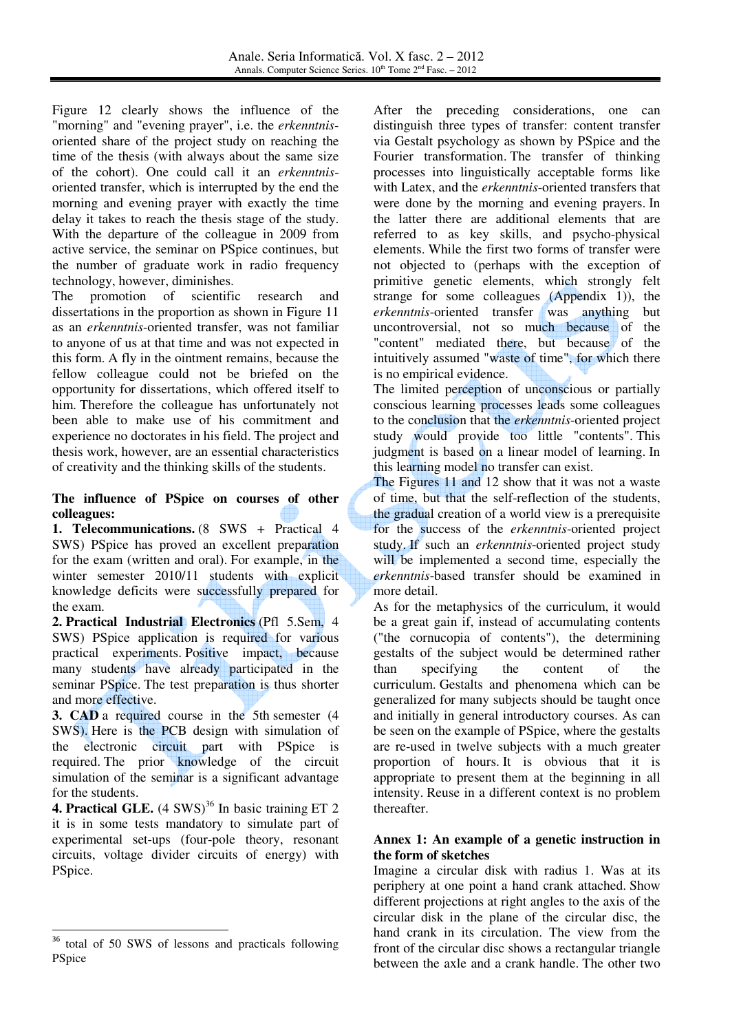Figure 12 clearly shows the influence of the "morning" and "evening prayer", i.e. the *erkenntnis*-oriented share of the project study on reaching the time of the thesis (with always about the same size of the cohort). One could call it an *erkenntnis*-oriented transfer, which is interrupted by the end the morning and evening prayer with exactly the time delay it takes to reach the thesis stage of the study. With the departure of the colleague in 2009 from active service, the seminar on PSpice continues, but the number of graduate work in radio frequency technology, however, diminishes.

The promotion of scientific research and dissertations in the proportion as shown in Figure 11 as an *erkenntnis*-oriented transfer, was not familiar to anyone of us at that time and was not expected in this form. A fly in the ointment remains, because the fellow colleague could not be briefed on the opportunity for dissertations, which offered itself to him. Therefore the colleague has unfortunately not been able to make use of his commitment and experience no doctorates in his field. The project and thesis work, however, are an essential characteristics of creativity and the thinking skills of the students.

**The influence of PSpice on courses of other colleagues:**

**1. Telecommunications.** (8 SWS + Practical 4 SWS) PSpice has proved an excellent preparation for the exam (written and oral). For example, in the winter semester 2010/11 students with explicit knowledge deficits were successfully prepared for the exam.

**2. Practical Industrial Electronics** (Pfl 5.Sem, 4 SWS) PSpice application is required for various practical experiments. Positive impact, because many students have already participated in the seminar PSpice. The test preparation is thus shorter and more effective.

**3. CAD** a required course in the 5th semester (4 SWS). Here is the PCB design with simulation of the electronic circuit part with PSpice is required. The prior knowledge of the circuit simulation of the seminar is a significant advantage for the students.

**4. Practical GLE.** (4 SWS)[36] In basic training ET 2 it is in some tests mandatory to simulate part of experimental set-ups (four-pole theory, resonant circuits, voltage divider circuits of energy) with PSpice.

After the preceding considerations, one can distinguish three types of transfer: content transfer via Gestalt psychology as shown by PSpice and the Fourier transformation. The transfer of thinking processes into linguistically acceptable forms like with Latex, and the *erkenntnis*-oriented transfers that were done by the morning and evening prayers. In the latter there are additional elements that are referred to as key skills, and psycho-physical elements. While the first two forms of transfer were not objected to (perhaps with the exception of primitive genetic elements, which strongly felt strange for some colleagues (Appendix 1)), the *erkenntnis*-oriented transfer was anything but uncontroversial, not so much because of the "content" mediated there, but because of the intuitively assumed "waste of time", for which there is no empirical evidence.

The limited perception of unconscious or partially conscious learning processes leads some colleagues to the conclusion that the *erkenntnis*-oriented project study would provide too little "contents". This judgment is based on a linear model of learning. In this learning model no transfer can exist.

The Figures 11 and 12 show that it was not a waste of time, but that the self-reflection of the students, the gradual creation of a world view is a prerequisite for the success of the *erkenntnis*-oriented project study. If such an *erkenntnis*-oriented project study will be implemented a second time, especially the *erkenntnis*-based transfer should be examined in more detail.

As for the metaphysics of the curriculum, it would be a great gain if, instead of accumulating contents ("the cornucopia of contents"), the determining gestalts of the subject would be determined rather than specifying the content of the curriculum. Gestalts and phenomena which can be generalized for many subjects should be taught once and initially in general introductory courses. As can be seen on the example of PSpice, where the gestalts are re-used in twelve subjects with a much greater proportion of hours. It is obvious that it is appropriate to present them at the beginning in all intensity. Reuse in a different context is no problem thereafter.

**Annex 1: An example of a genetic instruction in the form of sketches**

Imagine a circular disk with radius 1. Was at its periphery at one point a hand crank attached. Show different projections at right angles to the axis of the circular disk in the plane of the circular disc, the hand crank in its circulation. The view from the front of the circular disc shows a rectangular triangle between the axle and a crank handle. The other two

---

[36] total of 50 SWS of lessons and practicals following PSpice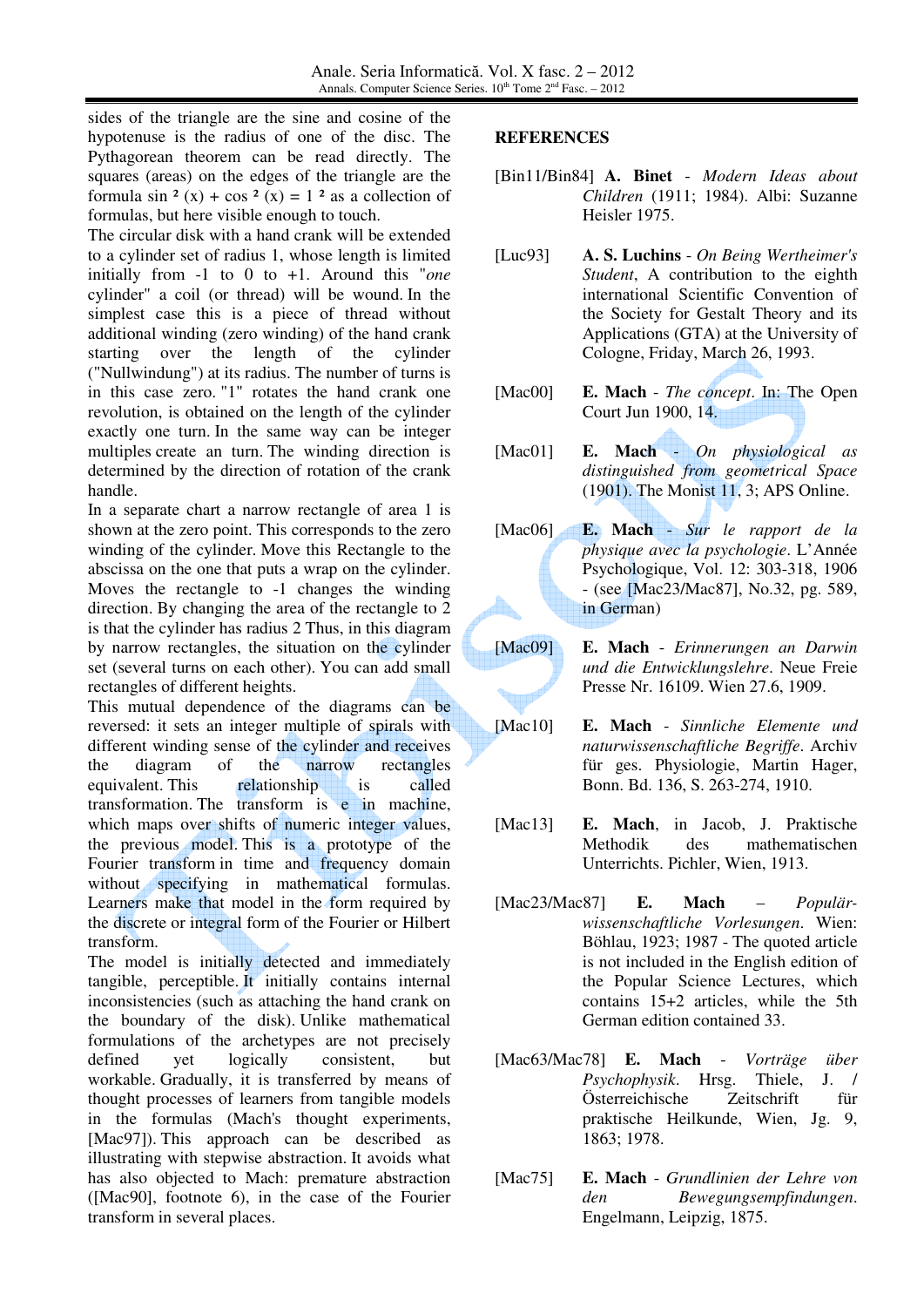sides of the triangle are the sine and cosine of the hypotenuse is the radius of one of the disc. The Pythagorean theorem can be read directly. The squares (areas) on the edges of the triangle are the formula $\sin^2(x) + \cos^2(x) = 1^2$ as a collection of formulas, but here visible enough to touch.

The circular disk with a hand crank will be extended to a cylinder set of radius 1, whose length is limited initially from -1 to 0 to +1. Around this "*one* cylinder" a coil (or thread) will be wound. In the simplest case this is a piece of thread without additional winding (zero winding) of the hand crank starting over the length of the cylinder ("Nullwindung") at its radius. The number of turns is in this case zero. "1" rotates the hand crank one revolution, is obtained on the length of the cylinder exactly one turn. In the same way can be integer multiples create an turn. The winding direction is determined by the direction of rotation of the crank handle.

In a separate chart a narrow rectangle of area 1 is shown at the zero point. This corresponds to the zero winding of the cylinder. Move this Rectangle to the abscissa on the one that puts a wrap on the cylinder. Moves the rectangle to -1 changes the winding direction. By changing the area of the rectangle to 2 is that the cylinder has radius 2 Thus, in this diagram by narrow rectangles, the situation on the cylinder set (several turns on each other). You can add small rectangles of different heights.

This mutual dependence of the diagrams can be reversed: it sets an integer multiple of spirals with different winding sense of the cylinder and receives the diagram of the narrow rectangles equivalent. This relationship is called transformation. The transform is e in machine, which maps over shifts of numeric integer values, the previous model. This is a prototype of the Fourier transform in time and frequency domain without specifying in mathematical formulas. Learners make that model in the form required by the discrete or integral form of the Fourier or Hilbert transform.

The model is initially detected and immediately tangible, perceptible. It initially contains internal inconsistencies (such as attaching the hand crank on the boundary of the disk). Unlike mathematical formulations of the archetypes are not precisely defined yet logically consistent, but workable. Gradually, it is transferred by means of thought processes of learners from tangible models in the formulas (Mach's thought experiments, [Mac97]). This approach can be described as illustrating with stepwise abstraction. It avoids what has also objected to Mach: premature abstraction ([Mac90], footnote 6), in the case of the Fourier transform in several places.

## REFERENCES

[Bin11/Bin84] **A. Binet** - *Modern Ideas about Children* (1911; 1984). Albi: Suzanne Heisler 1975.

[Luc93] **A. S. Luchins** - *On Being Wertheimer's Student*, A contribution to the eighth international Scientific Convention of the Society for Gestalt Theory and its Applications (GTA) at the University of Cologne, Friday, March 26, 1993.

[Mac00] **E. Mach** - *The concept*. In: The Open Court Jun 1900, 14.

[Mac01] **E. Mach** - *On physiological as distinguished from geometrical Space* (1901). The Monist 11, 3; APS Online.

[Mac06] **E. Mach** - *Sur le rapport de la physique avec la psychologie*. L'Année Psychologique, Vol. 12: 303-318, 1906 - (see [Mac23/Mac87], No.32, pg. 589, in German)

[Mac09] **E. Mach** - *Erinnerungen an Darwin und die Entwicklungslehre*. Neue Freie Presse Nr. 16109. Wien 27.6, 1909.

[Mac10] **E. Mach** - *Sinnliche Elemente und naturwissenschaftliche Begriffe*. Archiv für ges. Physiologie, Martin Hager, Bonn. Bd. 136, S. 263-274, 1910.

[Mac13] **E. Mach**, in Jacob, J. Praktische Methodik des mathematischen Unterrichts. Pichler, Wien, 1913.

[Mac23/Mac87] **E. Mach** – *Populär-wissenschaftliche Vorlesungen*. Wien: Böhlau, 1923; 1987 - The quoted article is not included in the English edition of the Popular Science Lectures, which contains 15+2 articles, while the 5th German edition contained 33.

[Mac63/Mac78] **E. Mach** - *Vorträge über Psychophysik*. Hrsg. Thiele, J. / Österreichische Zeitschrift für praktische Heilkunde, Wien, Jg. 9, 1863; 1978.

[Mac75] **E. Mach** - *Grundlinien der Lehre von den Bewegungsempfindungen*. Engelmann, Leipzig, 1875.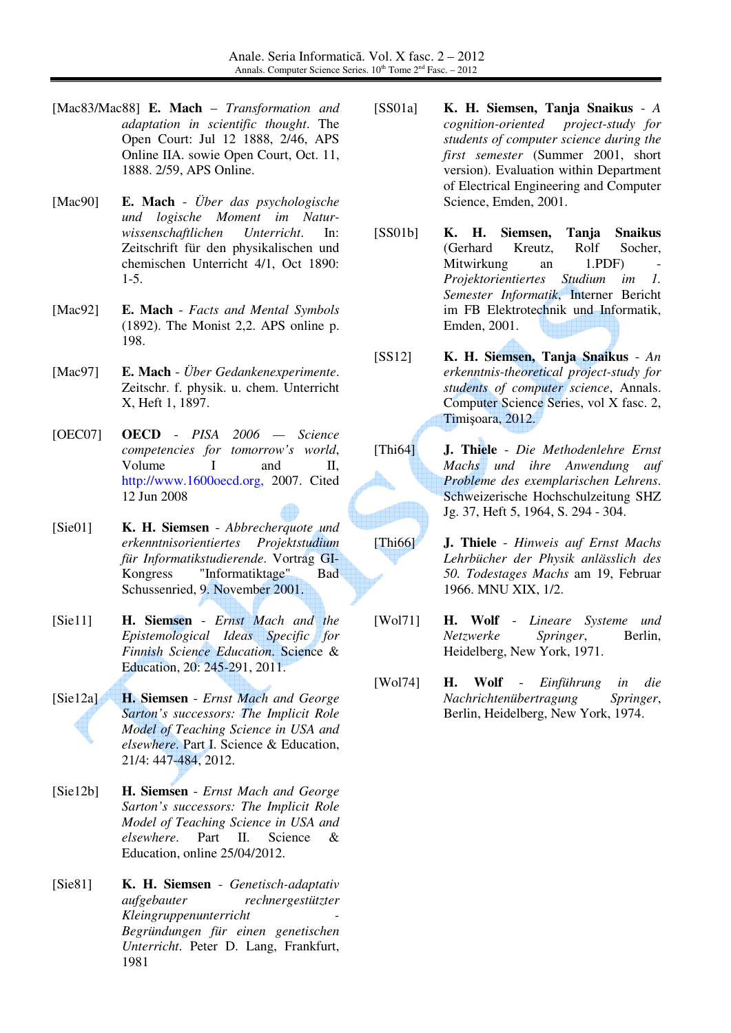[Mac83/Mac88] **E. Mach** – *Transformation and adaptation in scientific thought*. The Open Court: Jul 12 1888, 2/46, APS Online IIA. sowie Open Court, Oct. 11, 1888. 2/59, APS Online.

[Mac90] **E. Mach** - *Über das psychologische und logische Moment im Naturwissenschaftlichen Unterricht*. In: Zeitschrift für den physikalischen und chemischen Unterricht 4/1, Oct 1890: 1-5.

[Mac92] **E. Mach** - *Facts and Mental Symbols* (1892). The Monist 2,2. APS online p. 198.

[Mac97] **E. Mach** - *Über Gedankenexperimente*. Zeitschr. f. physik. u. chem. Unterricht X, Heft 1, 1897.

[OEC07] **OECD** - *PISA 2006 — Science competencies for tomorrow's world*, Volume I and II, http://www.1600oecd.org, 2007. Cited 12 Jun 2008

[Sie01] **K. H. Siemsen** - *Abbrecherquote und erkenntnisorientiertes Projektstudium für Informatikstudierende*. Vortrag GI-Kongress "Informatiktage" Bad Schussenried, 9. November 2001.

[Sie11] **H. Siemsen** - *Ernst Mach and the Epistemological Ideas Specific for Finnish Science Education*. Science & Education, 20: 245-291, 2011.

[Sie12a] **H. Siemsen** - *Ernst Mach and George Sarton's successors: The Implicit Role Model of Teaching Science in USA and elsewhere*. Part I. Science & Education, 21/4: 447-484, 2012.

[Sie12b] **H. Siemsen** - *Ernst Mach and George Sarton's successors: The Implicit Role Model of Teaching Science in USA and elsewhere*. Part II. Science & Education, online 25/04/2012.

[Sie81] **K. H. Siemsen** - *Genetisch-adaptativ aufgebauter rechnergestützter Kleingruppenunterricht - Begründungen für einen genetischen Unterricht*. Peter D. Lang, Frankfurt, 1981

[SS01a] **K. H. Siemsen, Tanja Snaikus** - *A cognition-oriented project-study for students of computer science during the first semester* (Summer 2001, short version). Evaluation within Department of Electrical Engineering and Computer Science, Emden, 2001.

[SS01b] **K. H. Siemsen, Tanja Snaikus** (Gerhard Kreutz, Rolf Socher, Mitwirkung an 1.PDF) - *Projektorientiertes Studium im 1. Semester Informatik*. Interner Bericht im FB Elektrotechnik und Informatik, Emden, 2001.

[SS12] **K. H. Siemsen, Tanja Snaikus** - *An erkenntnis-theoretical project-study for students of computer science*, Annals. Computer Science Series, vol X fasc. 2, Timişoara, 2012.

[Thi64] **J. Thiele** - *Die Methodenlehre Ernst Machs und ihre Anwendung auf Probleme des exemplarischen Lehrens*. Schweizerische Hochschulzeitung SHZ Jg. 37, Heft 5, 1964, S. 294 - 304.

[Thi66] **J. Thiele** - *Hinweis auf Ernst Machs Lehrbücher der Physik anlässlich des 50. Todestages Machs* am 19, Februar 1966. MNU XIX, 1/2.

[Wol71] **H. Wolf** - *Lineare Systeme und Netzwerke* Springer, Berlin, Heidelberg, New York, 1971.

[Wol74] **H. Wolf** - *Einführung in die Nachrichtenübertragung* Springer, Berlin, Heidelberg, New York, 1974.